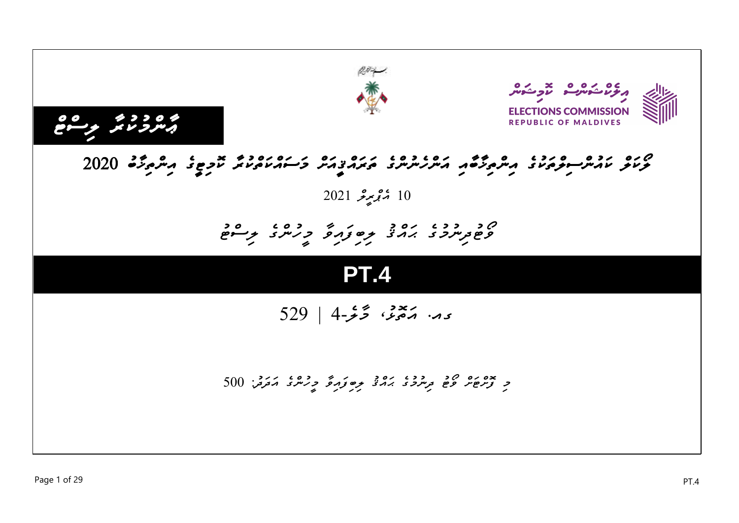# އިލެކްޝަންސް ކޮމިޝަން

ELECTIONS COMMISSION
REPUBLIC OF MALDIVES

**އާންމުކުރާ ލިސްޓު**

## ލޯކަލް ކައުންސިލްތަކުގެ އިންތިޚާބާއި އަންހެނުންގެ ތަރައްޤީއަށް މަސައްކަތްކުރާ ކޮމިޓީގެ އިންތިޚާބު 2020

10 އޭޕްރިލް 2021

## ވޯޓުދިނުމުގެ ޙައްޤު ލިބިފައިވާ މީހުންގެ ލިސްޓު

# PT.4

ގއ. އަތޮޅު، މާލެ-4 | 529

މި ފޯމްބަރު ވޯޓު ދިނުމުގެ ޙައްޤު ލިބިފައިވާ މީހުންގެ އަދަދު: 500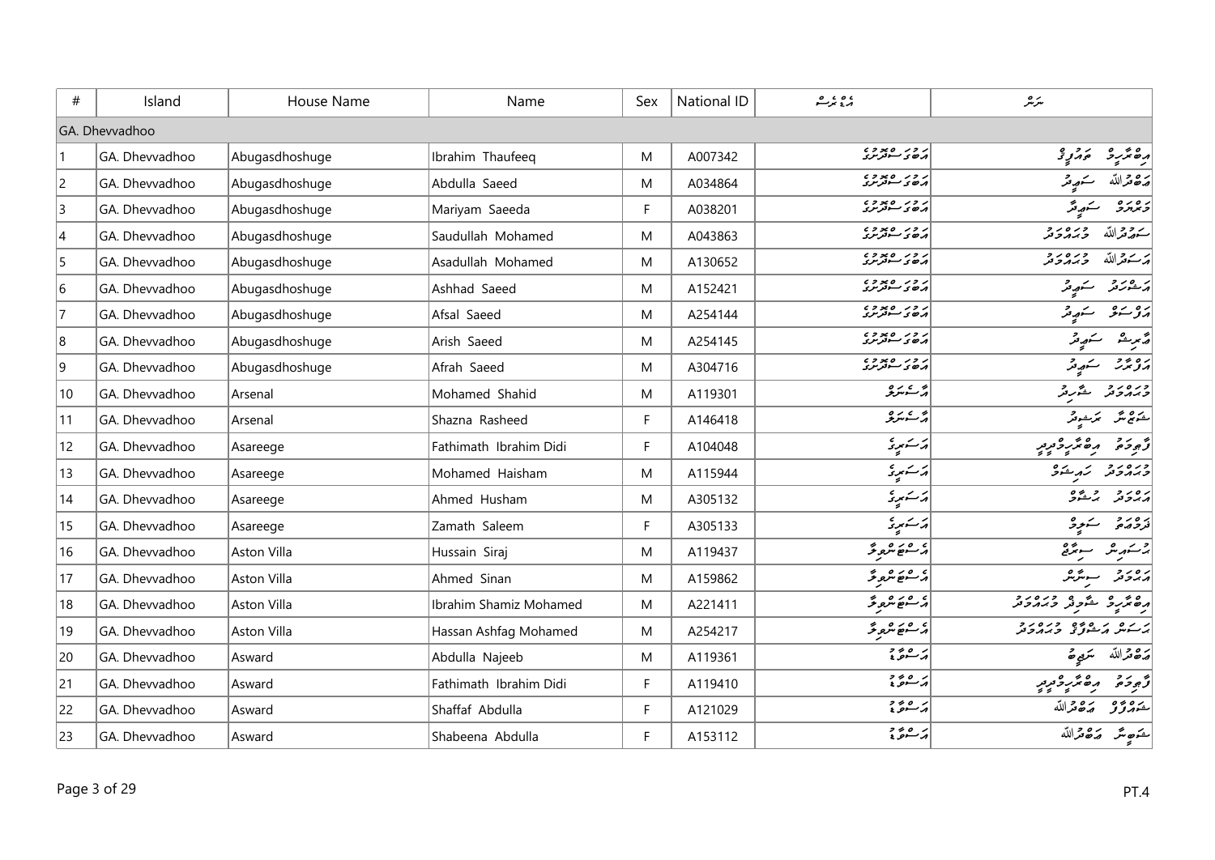| # | Island | House Name | Name | Sex | National ID | ދާއިރާ | ނަން |
|---|---|---|---|---|---|---|---|
| GA. Dhevvadhoo | | | | | | | |
| 1 | GA. Dhevvadhoo | Abugasdhoshuge | Ibrahim Thaufeeq | M | A007342 | އަބުގަސްދޮށުގެ | އިބްރާހީމް ތައުފީގު |
| 2 | GA. Dhevvadhoo | Abugasdhoshuge | Abdulla Saeed | M | A034864 | އަބުގަސްދޮށުގެ | އަބްދުﷲ ސަޢީދު |
| 3 | GA. Dhevvadhoo | Abugasdhoshuge | Mariyam Saeeda | F | A038201 | އަބުގަސްދޮށުގެ | މަރިޔަމް ސަޢީދާ |
| 4 | GA. Dhevvadhoo | Abugasdhoshuge | Saudullah Mohamed | M | A043863 | އަބުގަސްދޮށުގެ | ސަޢުދުﷲ މުހައްމަދު |
| 5 | GA. Dhevvadhoo | Abugasdhoshuge | Asadullah Mohamed | M | A130652 | އަބުގަސްދޮށުގެ | އަސަދުﷲ މުހައްމަދު |
| 6 | GA. Dhevvadhoo | Abugasdhoshuge | Ashhad Saeed | M | A152421 | އަބުގަސްދޮށުގެ | އަށްހަދު ސަޢީދު |
| 7 | GA. Dhevvadhoo | Abugasdhoshuge | Afsal Saeed | M | A254144 | އަބުގަސްދޮށުގެ | އަފްސަލް ސަޢީދު |
| 8 | GA. Dhevvadhoo | Abugasdhoshuge | Arish Saeed | M | A254145 | އަބުގަސްދޮށުގެ | އާރިޝް ސަޢީދު |
| 9 | GA. Dhevvadhoo | Abugasdhoshuge | Afrah Saeed | M | A304716 | އަބުގަސްދޮށުގެ | އަފްރާޙް ސަޢީދު |
| 10 | GA. Dhevvadhoo | Arsenal | Mohamed Shahid | M | A119301 | އާސެނަލް | މުހައްމަދު ޝާހިދު |
| 11 | GA. Dhevvadhoo | Arsenal | Shazna Rasheed | F | A146418 | އާސެނަލް | ޝަޒްނާ ރަޝީދު |
| 12 | GA. Dhevvadhoo | Asareege | Fathimath Ibrahim Didi | F | A104048 | އަސަރީގެ | ފާތިމަތު އިބްރާހީމްދީދީ |
| 13 | GA. Dhevvadhoo | Asareege | Mohamed Haisham | M | A115944 | އަސަރީގެ | މުހައްމަދު ހައިޝަމް |
| 14 | GA. Dhevvadhoo | Asareege | Ahmed Husham | M | A305132 | އަސަރީގެ | އަހްމަދު ހުޝާމް |
| 15 | GA. Dhevvadhoo | Asareege | Zamath Saleem | F | A305133 | އަސަރީގެ | ޒަމްއަތު ސަލީމް |
| 16 | GA. Dhevvadhoo | Aston Villa | Hussain Siraj | M | A119437 | އެސްޓަންވިލާ | ހުސައިން ސިރާޖު |
| 17 | GA. Dhevvadhoo | Aston Villa | Ahmed Sinan | M | A159862 | އެސްޓަންވިލާ | އަހްމަދު ސިނާން |
| 18 | GA. Dhevvadhoo | Aston Villa | Ibrahim Shamiz Mohamed | M | A221411 | އެސްޓަންވިލާ | އިބްރާހީމް ޝާމިޒް މުހައްމަދު |
| 19 | GA. Dhevvadhoo | Aston Villa | Hassan Ashfag Mohamed | M | A254217 | އެސްޓަންވިލާ | ހަސަން އަޝްފާގު މުހައްމަދު |
| 20 | GA. Dhevvadhoo | Asward | Abdulla Najeeb | M | A119361 | އަސްވާޑް | އަބްދުﷲ ނަޖީބު |
| 21 | GA. Dhevvadhoo | Asward | Fathimath Ibrahim Didi | F | A119410 | އަސްވާޑް | ފާތިމަތު އިބްރާހީމްދީދީ |
| 22 | GA. Dhevvadhoo | Asward | Shaffaf Abdulla | F | A121029 | އަސްވާޑް | ޝައްފާފް އަބްދުﷲ |
| 23 | GA. Dhevvadhoo | Asward | Shabeena Abdulla | F | A153112 | އަސްވާޑް | ޝަބީނާ އަބްދުﷲ |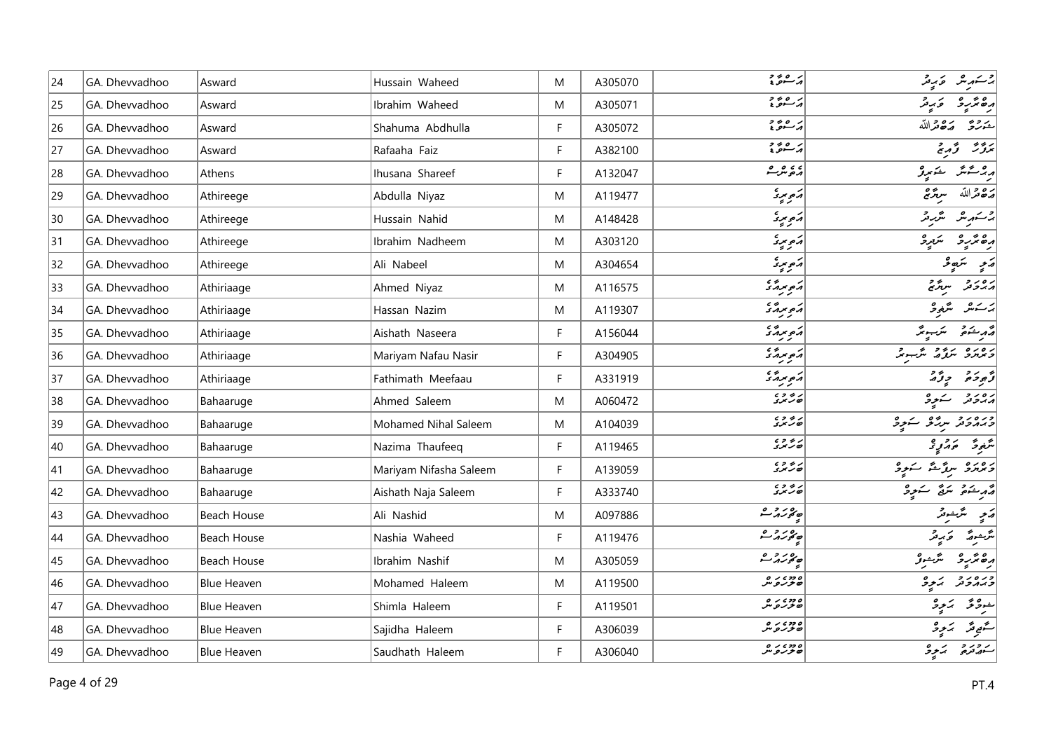| 24 | GA. Dhevvadhoo | Asward | Hussain Waheed | M | A305070 | ައަސްވޯޑް | ހުސައިން ވަޙީދު |
|---|---|---|---|---|---|---|---|
| 25 | GA. Dhevvadhoo | Asward | Ibrahim Waheed | M | A305071 | ައަސްވޯޑް | އިބްރާހީމް ވަޙީދު |
| 26 | GA. Dhevvadhoo | Asward | Shahuma Abdhulla | F | A305072 | ައަސްވޯޑް | ޝަހުމާ ޢަބްދުﷲ |
| 27 | GA. Dhevvadhoo | Asward | Rafaaha Faiz | F | A382100 | ައަސްވޯޑް | ރަފާހާ ފާއިޒު |
| 28 | GA. Dhevvadhoo | Athens | Ihusana Shareef | F | A132047 | އެތެންސް | އިހުސާނާ ޝަރީފު |
| 29 | GA. Dhevvadhoo | Athireege | Abdulla Niyaz | M | A119477 | އަތިރީގެ | ޢަބްދުﷲ ނިޔާޒު |
| 30 | GA. Dhevvadhoo | Athireege | Hussain Nahid | M | A148428 | އަތިރީގެ | ހުސައިން ނާހިދު |
| 31 | GA. Dhevvadhoo | Athireege | Ibrahim Nadheem | M | A303120 | އަތިރީގެ | އިބްރާހީމް ނަދީމް |
| 32 | GA. Dhevvadhoo | Athireege | Ali Nabeel | M | A304654 | އަތިރީގެ | ޢަލީ ނަބީލް |
| 33 | GA. Dhevvadhoo | Athiriaage | Ahmed Niyaz | M | A116575 | އަތިރިއާގެ | އަޙްމަދު ނިޔާޒު |
| 34 | GA. Dhevvadhoo | Athiriaage | Hassan Nazim | M | A119307 | އަތިރިއާގެ | ޙަސަން ނާޒިމް |
| 35 | GA. Dhevvadhoo | Athiriaage | Aishath Naseera | F | A156044 | އަތިރިއާގެ | ޢާއިޝަތު ނަސީރާ |
| 36 | GA. Dhevvadhoo | Athiriaage | Mariyam Nafau Nasir | F | A304905 | އަތިރިއާގެ | މަރިޔަމް ނަފާއު ނާސިރު |
| 37 | GA. Dhevvadhoo | Athiriaage | Fathimath Meefaau | F | A331919 | އަތިރިއާގެ | ފާތިމަތު މީފާއު |
| 38 | GA. Dhevvadhoo | Bahaaruge | Ahmed Saleem | M | A060472 | ބަހާރުގެ | އަޙްމަދު ސަލީމް |
| 39 | GA. Dhevvadhoo | Bahaaruge | Mohamed Nihal Saleem | M | A104039 | ބަހާރުގެ | މުޙައްމަދު ނިހާލް ސަލީމް |
| 40 | GA. Dhevvadhoo | Bahaaruge | Nazima Thaufeeq | F | A119465 | ބަހާރުގެ | ނާޒިމާ ތައުފީޤު |
| 41 | GA. Dhevvadhoo | Bahaaruge | Mariyam Nifasha Saleem | F | A139059 | ބަހާރުގެ | މަރިޔަމް ނިފާޝާ ސަލީމް |
| 42 | GA. Dhevvadhoo | Bahaaruge | Aishath Naja Saleem | F | A333740 | ބަހާރުގެ | ޢާއިޝަތު ނަޖާ ސަލީމް |
| 43 | GA. Dhevvadhoo | Beach House | Ali Nashid | M | A097886 | ބީޗްހައުސް | ޢަލީ ނާޝިދު |
| 44 | GA. Dhevvadhoo | Beach House | Nashia Waheed | F | A119476 | ބީޗްހައުސް | ނާޝިޔާ ވަޙީދު |
| 45 | GA. Dhevvadhoo | Beach House | Ibrahim Nashif | M | A305059 | ބީޗްހައުސް | އިބްރާހީމް ނާޝިފު |
| 46 | GA. Dhevvadhoo | Blue Heaven | Mohamed Haleem | M | A119500 | ބްލޫހެވަން | މުޙައްމަދު ހަލީމް |
| 47 | GA. Dhevvadhoo | Blue Heaven | Shimla Haleem | F | A119501 | ބްލޫހެވަން | ޝިމްލާ ހަލީމް |
| 48 | GA. Dhevvadhoo | Blue Heaven | Sajidha Haleem | F | A306039 | ބްލޫހެވަން | ސާޖިދާ ހަލީމް |
| 49 | GA. Dhevvadhoo | Blue Heaven | Saudhath Haleem | F | A306040 | ބްލޫހެވަން | ސައުދަތު ހަލީމް |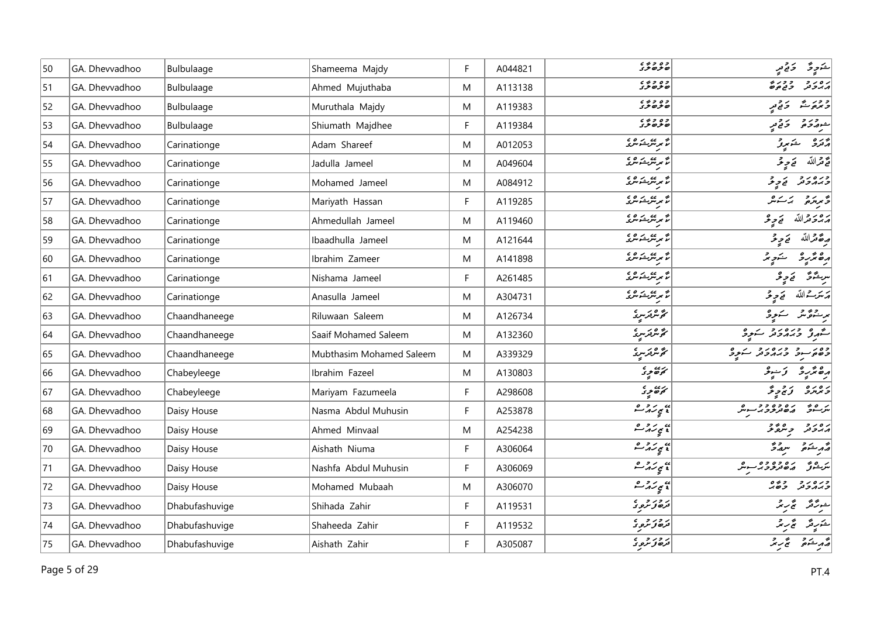| 50 | GA. Dhevvadhoo | Bulbulaage | Shameema Majdy | F | A044821 | ھُرْھُرْحٌ | شَمِيمَا مَجْدِي |
|---|---|---|---|---|---|---|---|
| 51 | GA. Dhevvadhoo | Bulbulaage | Ahmed Mujuthaba | M | A113138 | ھُرْھُرْحٌ | أَحْمَد مُجُتَبَا |
| 52 | GA. Dhevvadhoo | Bulbulaage | Muruthala Majdy | M | A119383 | ھُرْھُرْحٌ | مُرُتَلا مَجْدِي |
| 53 | GA. Dhevvadhoo | Bulbulaage | Shiumath Majdhee | F | A119384 | ھُرْھُرْحٌ | شِيُمَتْ مَجْدِي |
| 54 | GA. Dhevvadhoo | Carinationge | Adam Shareef | M | A012053 | ކެރިނޭޝަންގެ | އާދަމް ޝަރީފް |
| 55 | GA. Dhevvadhoo | Carinationge | Jadulla Jameel | M | A049604 | ކެރިނޭޝަންގެ | جادالله ޖަމީލް |
| 56 | GA. Dhevvadhoo | Carinationge | Mohamed Jameel | M | A084912 | ކެރިނޭޝަންގެ | މުޙައްމަދު ޖަމީލް |
| 57 | GA. Dhevvadhoo | Carinationge | Mariyath Hassan | F | A119285 | ކެރިނޭޝަންގެ | މާރިޔަތު ޙަސަން |
| 58 | GA. Dhevvadhoo | Carinationge | Ahmedullah Jameel | M | A119460 | ކެރިނޭޝަންގެ | އަޙްމަދުالله ޖަމީލް |
| 59 | GA. Dhevvadhoo | Carinationge | Ibaadhulla Jameel | M | A121644 | ކެރިނޭޝަންގެ | އިބާދުالله ޖަމީލް |
| 60 | GA. Dhevvadhoo | Carinationge | Ibrahim Zameer | M | A141898 | ކެރިނޭޝަންގެ | އިބްރާހީމް ޒަމީރު |
| 61 | GA. Dhevvadhoo | Carinationge | Nishama Jameel | F | A261485 | ކެރިނޭޝަންގެ | ނިޝާމާ ޖަމީލް |
| 62 | GA. Dhevvadhoo | Carinationge | Anasulla Jameel | M | A304731 | ކެރިނޭޝަންގެ | އަނަސުالله ޖަމީލް |
| 63 | GA. Dhevvadhoo | Chaandhaneege | Riluwaan Saleem | M | A126734 | ޗާނދަނީގެ | ރިލުވާން ސަލީމް |
| 64 | GA. Dhevvadhoo | Chaandhaneege | Saaif Mohamed Saleem | M | A132360 | ޗާނދަނީގެ | ސާއިފް މުޙައްމަދު ސަލީމް |
| 65 | GA. Dhevvadhoo | Chaandhaneege | Mubthasim Mohamed Saleem | M | A339329 | ޗާނދަނީގެ | މުބްތަސިމް މުޙައްމަދު ސަލީމް |
| 66 | GA. Dhevvadhoo | Chabeyleege | Ibrahim Fazeel | M | A130803 | ޗަބޭލީގެ | އިބްރާހީމް ފަޟީލް |
| 67 | GA. Dhevvadhoo | Chabeyleege | Mariyam Fazumeela | F | A298608 | ޗަބޭލީގެ | މަރިޔަމް ފަޒުމީލާ |
| 68 | GA. Dhevvadhoo | Daisy House | Nasma Abdul Muhusin | F | A253878 | ޑެއިޒީހައުސް | ނަސްމާ އަބްދުލްމުޙުސިން |
| 69 | GA. Dhevvadhoo | Daisy House | Ahmed Minvaal | M | A254238 | ޑެއިޒީހައުސް | އަޙްމަދު މިންވާލް |
| 70 | GA. Dhevvadhoo | Daisy House | Aishath Niuma | F | A306064 | ޑެއިޒީހައުސް | އާއިޝަތު ނިއުމާ |
| 71 | GA. Dhevvadhoo | Daisy House | Nashfa Abdul Muhusin | F | A306069 | ޑެއިޒީހައުސް | ނަޝްފާ އަބްދުލްމުޙުސިން |
| 72 | GA. Dhevvadhoo | Daisy House | Mohamed Mubaah | M | A306070 | ޑެއިޒީހައުސް | މުޙައްމަދު މުބާޙް |
| 73 | GA. Dhevvadhoo | Dhabufashuvige | Shihada Zahir | F | A119531 | ދަބުފަށުވިގެ | ޝިހާދާ ޒާހިރު |
| 74 | GA. Dhevvadhoo | Dhabufashuvige | Shaheeda Zahir | F | A119532 | ދަބުފަށުވިގެ | ޝަހީދާ ޒާހިރު |
| 75 | GA. Dhevvadhoo | Dhabufashuvige | Aishath Zahir | F | A305087 | ދަބުފަށުވިގެ | އާއިޝަތު ޒާހިރު |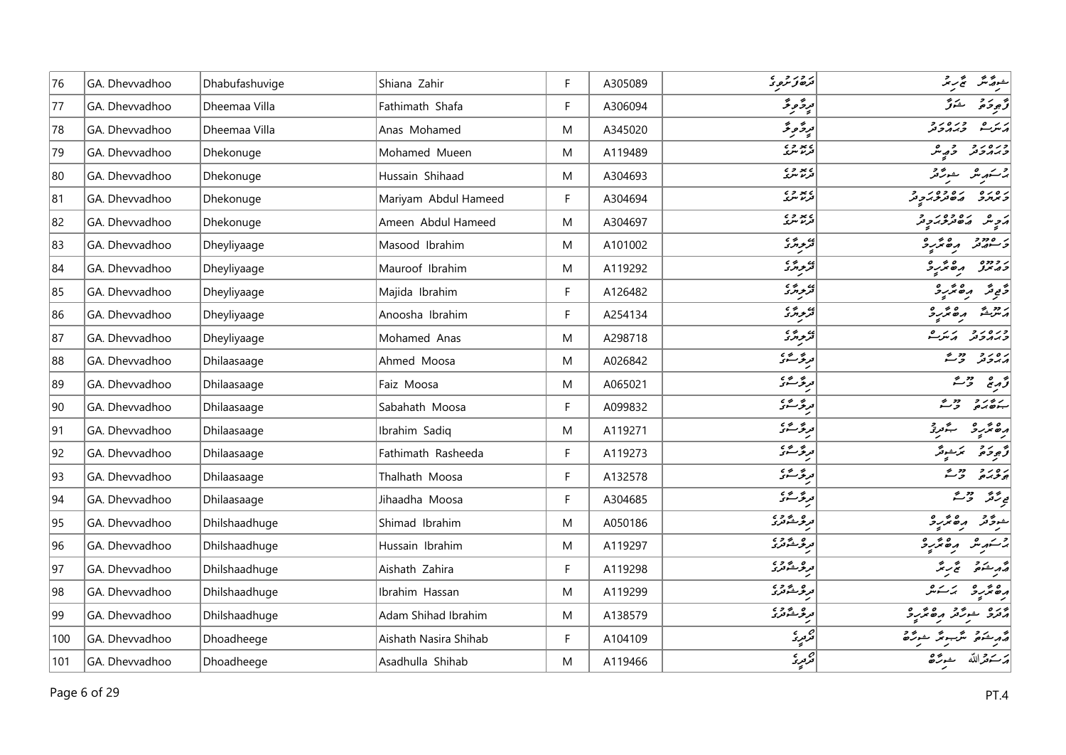| 76 | GA. Dhevvadhoo | Dhabufashuvige | Shiana Zahir | F | A305089 | ދަބުފަށުވިގެ | ށިޔާނާ ޒާހިރު |
|---|---|---|---|---|---|---|---|
| 77 | GA. Dhevvadhoo | Dheemaa Villa | Fathimath Shafa | F | A306094 | ދީމާވިލާ | ފާތިމަތު ޝަފާ |
| 78 | GA. Dhevvadhoo | Dheemaa Villa | Anas Mohamed | M | A345020 | ދީމާވިލާ | އަނަސް މުޙައްމަދު |
| 79 | GA. Dhevvadhoo | Dhekonuge | Mohamed Mueen | M | A119489 | ދެކޮނުގެ | މުޙައްމަދު މުއީން |
| 80 | GA. Dhevvadhoo | Dhekonuge | Hussain Shihaad | M | A304693 | ދެކޮނުގެ | ޙުސައިން ޝިހާދު |
| 81 | GA. Dhevvadhoo | Dhekonuge | Mariyam Abdul Hameed | F | A304694 | ދެކޮނުގެ | މަރިޔަމް އަބްދުލްޙަމީދު |
| 82 | GA. Dhevvadhoo | Dhekonuge | Ameen Abdul Hameed | M | A304697 | ދެކޮނުގެ | އަމީން އަބްދުލްޙަމީދު |
| 83 | GA. Dhevvadhoo | Dheyliyaage | Masood Ibrahim | M | A101002 | ދޭލިޔާގެ | މަސްއޫދު އިބްރާހީމް |
| 84 | GA. Dhevvadhoo | Dheyliyaage | Mauroof Ibrahim | M | A119292 | ދޭލިޔާގެ | މައުރޫފް އިބްރާހީމް |
| 85 | GA. Dhevvadhoo | Dheyliyaage | Majida Ibrahim | F | A126482 | ދޭލިޔާގެ | މާޖިދާ އިބްރާހީމް |
| 86 | GA. Dhevvadhoo | Dheyliyaage | Anoosha Ibrahim | F | A254134 | ދޭލިޔާގެ | އަނޫޝާ އިބްރާހީމް |
| 87 | GA. Dhevvadhoo | Dheyliyaage | Mohamed Anas | M | A298718 | ދޭލިޔާގެ | މުޙައްމަދު އަނަސް |
| 88 | GA. Dhevvadhoo | Dhilaasaage | Ahmed Moosa | M | A026842 | ދިލާސާގެ | އަޙްމަދު މޫސާ |
| 89 | GA. Dhevvadhoo | Dhilaasaage | Faiz Moosa | M | A065021 | ދިލާސާގެ | ފާއިޒު މޫސާ |
| 90 | GA. Dhevvadhoo | Dhilaasaage | Sabahath Moosa | F | A099832 | ދިލާސާގެ | ސަބާހަތު މޫސާ |
| 91 | GA. Dhevvadhoo | Dhilaasaage | Ibrahim Sadiq | M | A119271 | ދިލާސާގެ | އިބްރާހީމް ސާދިޤު |
| 92 | GA. Dhevvadhoo | Dhilaasaage | Fathimath Rasheeda | F | A119273 | ދިލާސާގެ | ފާތިމަތު ރަޝީދާ |
| 93 | GA. Dhevvadhoo | Dhilaasaage | Thalhath Moosa | F | A132578 | ދިލާސާގެ | ތަލްހަތު މޫސާ |
| 94 | GA. Dhevvadhoo | Dhilaasaage | Jihaadha Moosa | F | A304685 | ދިލާސާގެ | ޖިހާދާ މޫސާ |
| 95 | GA. Dhevvadhoo | Dhilshaadhuge | Shimad Ibrahim | M | A050186 | ދިލްޝާދުގެ | ޝިމާދު އިބްރާހީމް |
| 96 | GA. Dhevvadhoo | Dhilshaadhuge | Hussain Ibrahim | M | A119297 | ދިލްޝާދުގެ | ޙުސައިން އިބްރާހީމް |
| 97 | GA. Dhevvadhoo | Dhilshaadhuge | Aishath Zahira | F | A119298 | ދިލްޝާދުގެ | ޢާއިޝަތު ޒާހިރާ |
| 98 | GA. Dhevvadhoo | Dhilshaadhuge | Ibrahim Hassan | M | A119299 | ދިލްޝާދުގެ | އިބްރާހީމް ޙަސަން |
| 99 | GA. Dhevvadhoo | Dhilshaadhuge | Adam Shihad Ibrahim | M | A138579 | ދިލްޝާދުގެ | އާދަމް ޝިހާދު އިބްރާހީމް |
| 100 | GA. Dhevvadhoo | Dhoadheege | Aishath Nasira Shihab | F | A104109 | ދޯދީގެ | ޢާއިޝަތު ނާޞިރާ ޝިހާބު |
| 101 | GA. Dhevvadhoo | Dhoadheege | Asadhulla Shihab | M | A119466 | ދޯދީގެ | އަސަދުﷲ ޝިހާބު |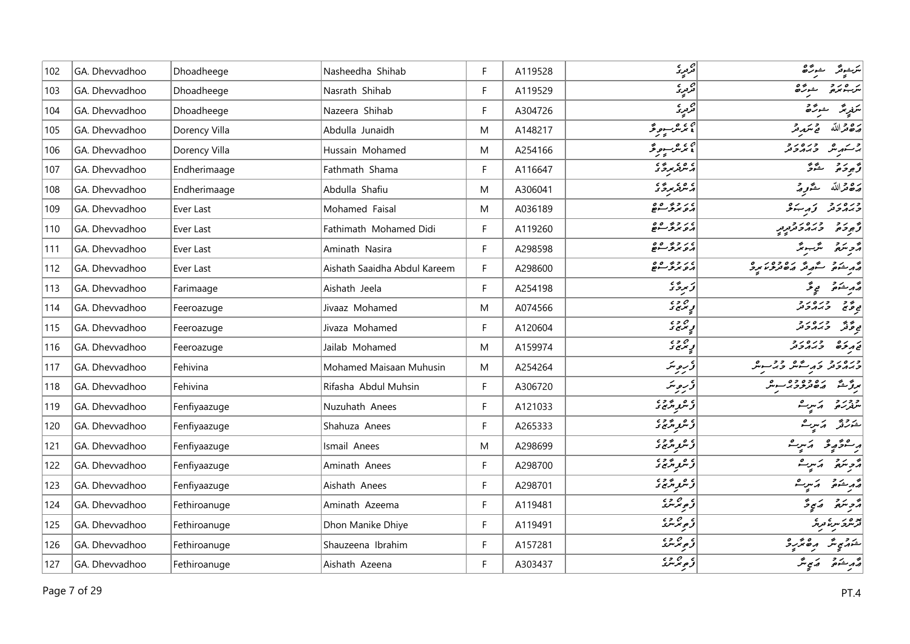| 102 | GA. Dhevvadhoo | Dhoadheege | Nasheedha Shihab | F | A119528 | ترمرد | سَرَشِيمَّرَ شِبِرَّةَ |
|---|---|---|---|---|---|---|---|
| 103 | GA. Dhevvadhoo | Dhoadheege | Nasrath Shihab | F | A119529 | ترمرد | سَرَبِّ بَرَمْ شِبِرَّةَ |
| 104 | GA. Dhevvadhoo | Dhoadheege | Nazeera Shihab | F | A304726 | ترمرد | سَمْدِيَّر شِبِرَّةَ |
| 105 | GA. Dhevvadhoo | Dorency Villa | Abdulla Junaidh | M | A148217 | ءُ بَرْ سُرِ وِ وَّ | مَرْهُ قَرْاللّه قَ سَمِرِ قْرَ |
| 106 | GA. Dhevvadhoo | Dorency Villa | Hussain Mohamed | M | A254166 | ءُ بَرْ سُرِ وِ وَّ | بُرْ سَهرِ شَرْ وَبَرْ مُرْوَ قَرْ |
| 107 | GA. Dhevvadhoo | Endherimaage | Fathmath Shama | F | A116647 | ءُ شُرْ قَرْ بِرْ دَّ ءِ | تَرْجِرْ حَرْ شَدَّ |
| 108 | GA. Dhevvadhoo | Endherimaage | Abdulla Shafiu | M | A306041 | ءُ شُرْ قَرْ بِرْ دَّ ءِ | مَرْهُ قَرْاللّه شَدَّوِرْ |
| 109 | GA. Dhevvadhoo | Ever Last | Mohamed Faisal | M | A036189 | ءُ وَ بَرْ قَرْ سْءِ | وَبَرْ مُرْوَ قَرْ وَرْ سِدَّوْ |
| 110 | GA. Dhevvadhoo | Ever Last | Fathimath Mohamed Didi | F | A119260 | ءُ وَ بَرْ قَرْ سْءِ | تَرْجِرْ حَرْ وَبَرْ مُرْوَ قَرْ قَرْمِرِ |
| 111 | GA. Dhevvadhoo | Ever Last | Aminath Nasira | F | A298598 | ءُ وَ بَرْ قَرْ سْءِ | مَّرْ حِرْ سَرَةْ سَّرْ بِرْ بَرَّ |
| 112 | GA. Dhevvadhoo | Ever Last | Aishath Saaidha Abdul Kareem | F | A298600 | ءُ وَ بَرْ قَرْ سْءِ | مَّرْ مِرْ شَرْ حْرَ سَّرْ مِرْ قَرَّ مَرْهُ قَرْ قَرْ بَرْ بِرْ وْ |
| 113 | GA. Dhevvadhoo | Farimaage | Aishath Jeela | F | A254198 | تَ بِرْ دَّ ءِ | مَّرْ مِرْ شَرْ حْرَ يِ قَّ |
| 114 | GA. Dhevvadhoo | Feeroazuge | Jivaaz Mohamed | M | A074566 | وِ بَرْ يِ ءِ | يِ وَّ يْ وَبَرْ مُرْوَ قَرْ |
| 115 | GA. Dhevvadhoo | Feeroazuge | Jivaza Mohamed | F | A120604 | وِ بَرْ يِ ءِ | يِ وَّ قَّرْ وَبَرْ مُرْوَ قَرْ |
| 116 | GA. Dhevvadhoo | Feeroazuge | Jailab Mohamed | M | A159974 | وِ بَرْ يِ ءِ | يَ مِرْ قَرْ هُ وَبَرْ مُرْوَ قَرْ |
| 117 | GA. Dhevvadhoo | Fehivina | Mohamed Maisaan Muhusin | M | A254264 | تْ رِ وِ سَرْ | وَبَرْ مُرْوَ قَرْ وَرْ مِرْ سَّرْ شْرْ وَرْ بُرْ سْوِ شْرْ |
| 118 | GA. Dhevvadhoo | Fehivina | Rifasha Abdul Muhsin | F | A306720 | تْ رِ وِ سَرْ | بِرْ وَّ شَّرْ مَرْهُ قَرْ وَرْ وَرْ بُرْ سْوِ شْرْ |
| 119 | GA. Dhevvadhoo | Fenfiyaazuge | Nuzuhath Anees | F | A121033 | تْ شْرْ وِ مَّرْ يْ ءِ | سْرْ قَرْ بَرْ حْرَ مَرْ سِرِ شْ |
| 120 | GA. Dhevvadhoo | Fenfiyaazuge | Shahuza Anees | F | A265333 | تْ شْرْ وِ مَّرْ يْ ءِ | شَرْ بَرْ قَّرْ مَرْ سِرِ شْ |
| 121 | GA. Dhevvadhoo | Fenfiyaazuge | Ismail Anees | M | A298699 | تْ شْرْ وِ مَّرْ يْ ءِ | مِرْ شْوَّ مِرْ وْ مَرْ سِرِ شْ |
| 122 | GA. Dhevvadhoo | Fenfiyaazuge | Aminath Anees | F | A298700 | تْ شْرْ وِ مَّرْ يْ ءِ | مَّرْ حِرْ سَرَةْ مَرْ سِرِ شْ |
| 123 | GA. Dhevvadhoo | Fenfiyaazuge | Aishath Anees | F | A298701 | تْ شْرْ وِ مَّرْ يْ ءِ | مَّرْ مِرْ شَرْ حْرَ مَرْ سِرِ شْ |
| 124 | GA. Dhevvadhoo | Fethiroanuge | Aminath Azeema | F | A119481 | تْ حِرْ بَرْ سْرْ ءِ | مَّرْ حِرْ سَرَةْ مَرْ يِ وَّ |
| 125 | GA. Dhevvadhoo | Fethiroanuge | Dhon Manike Dhiye | F | A119491 | تْ حِرْ بَرْ سْرْ ءِ | قَرْ شْرْ وَ سِرِ مْ قِرِ بَرْ |
| 126 | GA. Dhevvadhoo | Fethiroanuge | Shauzeena Ibrahim | F | A157281 | تْ حِرْ بَرْ سْرْ ءِ | شَرْ مْرْ يِ شَّرْ مِرْ هُ بَرْ بِرْ وْ |
| 127 | GA. Dhevvadhoo | Fethiroanuge | Aishath Azeena | F | A303437 | تْ حِرْ بَرْ سْرْ ءِ | مَّرْ مِرْ شَرْ حْرَ مَرْ يِ شَّرْ |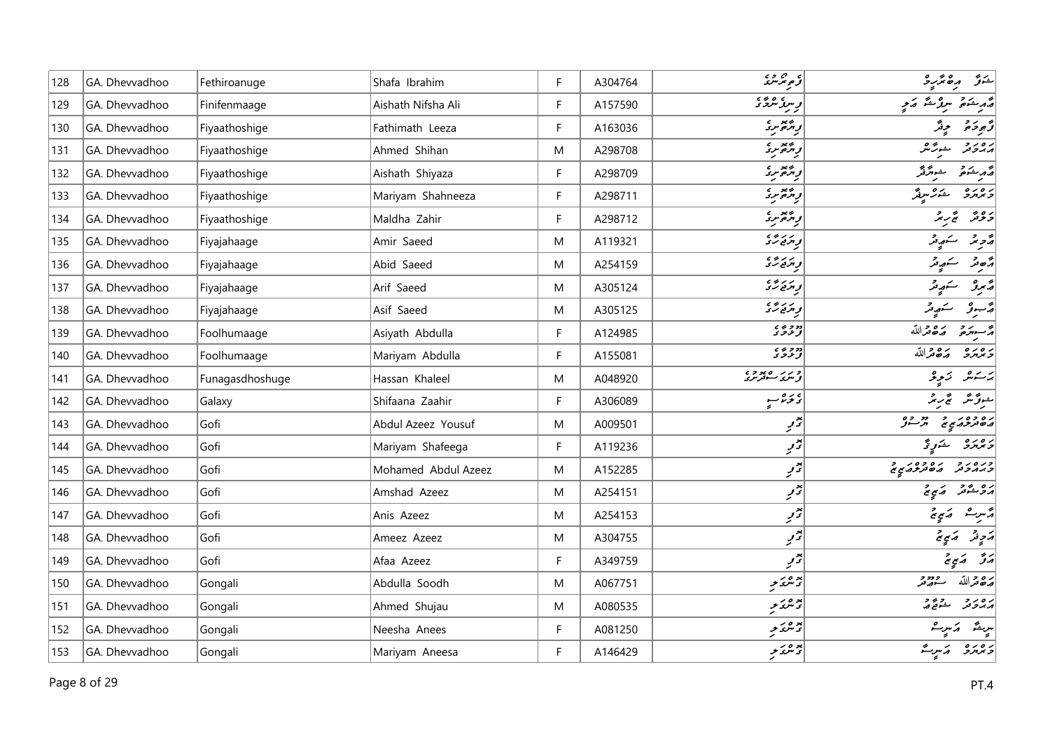| 128 | GA. Dhevvadhoo | Fethiroanuge | Shafa Ibrahim | F | A304764 | ޷ހިރޯނުގެ | ޝަފާ އިބްރާހީމް |
|---|---|---|---|---|---|---|---|
| 129 | GA. Dhevvadhoo | Finifenmaage | Aishath Nifsha Ali | F | A157590 | ފިނިފެންމާގެ | އާއިޝަތު ނިފްޝާ ޢަލީ |
| 130 | GA. Dhevvadhoo | Fiyaathoshige | Fathimath Leeza | F | A163036 | ފިޔާތޮށިގެ | ފާތިމަތު ލީޒާ |
| 131 | GA. Dhevvadhoo | Fiyaathoshige | Ahmed Shihan | M | A298708 | ފިޔާތޮށިގެ | އަޙްމަދު ޝިހާން |
| 132 | GA. Dhevvadhoo | Fiyaathoshige | Aishath Shiyaza | F | A298709 | ފިޔާތޮށިގެ | އާއިޝަތު ޝިޔާޒާ |
| 133 | GA. Dhevvadhoo | Fiyaathoshige | Mariyam Shahneeza | F | A298711 | ފިޔާތޮށިގެ | މަރިޔަމް ޝަހްނީޒާ |
| 134 | GA. Dhevvadhoo | Fiyaathoshige | Maldha Zahir | F | A298712 | ފިޔާތޮށިގެ | މަލްދާ ޒާހިރު |
| 135 | GA. Dhevvadhoo | Fiyajahaage | Amir Saeed | M | A119321 | ފިޔަޖަހާގެ | އާމިރު ސައީދު |
| 136 | GA. Dhevvadhoo | Fiyajahaage | Abid Saeed | M | A254159 | ފިޔަޖަހާގެ | އާބިދު ސައީދު |
| 137 | GA. Dhevvadhoo | Fiyajahaage | Arif Saeed | M | A305124 | ފިޔަޖަހާގެ | އާރިފު ސައީދު |
| 138 | GA. Dhevvadhoo | Fiyajahaage | Asif Saeed | M | A305125 | ފިޔަޖަހާގެ | އާސިފު ސައީދު |
| 139 | GA. Dhevvadhoo | Foolhumaage | Asiyath Abdulla | F | A124985 | ފޫޅުމާގެ | އާސިޔަތު އަބްދުﷲ |
| 140 | GA. Dhevvadhoo | Foolhumaage | Mariyam Abdulla | F | A155081 | ފޫޅުމާގެ | މަރިޔަމް އަބްދުﷲ |
| 141 | GA. Dhevvadhoo | Funagasdhoshuge | Hassan Khaleel | M | A048920 | ފުނަގަސްދޮށުގެ | ޙަސަން ޚަލީލު |
| 142 | GA. Dhevvadhoo | Galaxy | Shifaana Zaahir | F | A306089 | ގެލެކްސީ | ޝިފާނާ ޒާހިރު |
| 143 | GA. Dhevvadhoo | Gofi | Abdul Azeez Yousuf | M | A009501 | ގޯފި | އަބްދުލްޢަޒީޒު ޔޫސުފު |
| 144 | GA. Dhevvadhoo | Gofi | Mariyam Shafeega | F | A119236 | ގޯފި | މަރިޔަމް ޝަފީގާ |
| 145 | GA. Dhevvadhoo | Gofi | Mohamed Abdul Azeez | M | A152285 | ގޯފި | މުޙައްމަދު އަބްދުލްޢަޒީޒު |
| 146 | GA. Dhevvadhoo | Gofi | Amshad Azeez | M | A254151 | ގޯފި | އަމްޝަދު ޢަޒީޒު |
| 147 | GA. Dhevvadhoo | Gofi | Anis Azeez | M | A254153 | ގޯފި | އާނިސް ޢަޒީޒު |
| 148 | GA. Dhevvadhoo | Gofi | Ameez Azeez | M | A304755 | ގޯފި | އަމީޒު ޢަޒީޒު |
| 149 | GA. Dhevvadhoo | Gofi | Afaa Azeez | F | A349759 | ގޯފި | އަފާ ޢަޒީޒު |
| 150 | GA. Dhevvadhoo | Gongali | Abdulla Soodh | M | A067751 | ގޯންގަލި | އަބްދުﷲ ސޫދު |
| 151 | GA. Dhevvadhoo | Gongali | Ahmed Shujau | M | A080535 | ގޯންގަލި | އަޙްމަދު ޝުޖާޢު |
| 152 | GA. Dhevvadhoo | Gongali | Neesha Anees | F | A081250 | ގޯންގަލި | ނީޝާ އަނީސް |
| 153 | GA. Dhevvadhoo | Gongali | Mariyam Aneesa | F | A146429 | ގޯންގަލި | މަރިޔަމް އަނީސާ |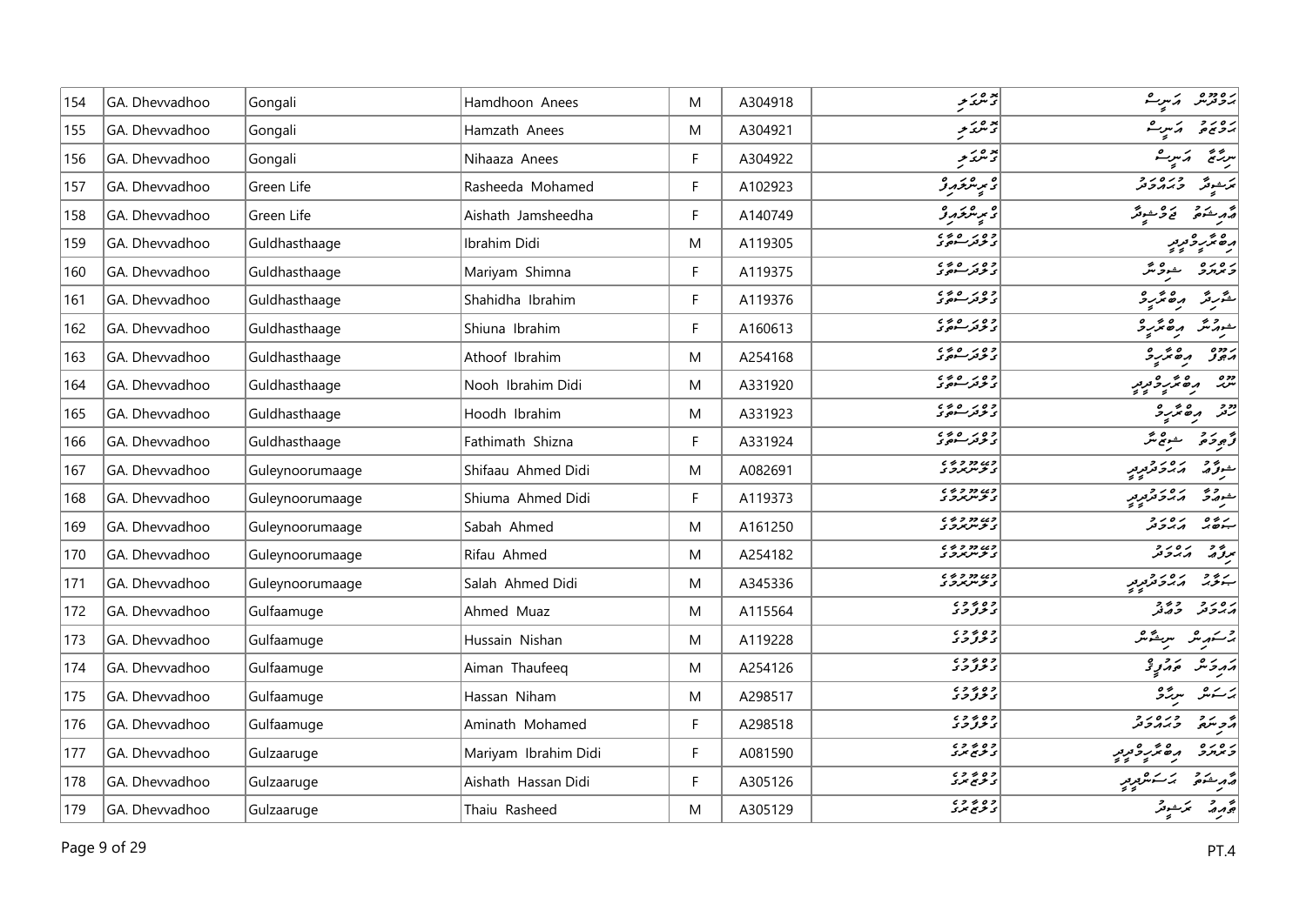| 154 | GA. Dhevvadhoo | Gongali | Hamdhoon Anees | M | A304918 | ݢޮންގަލި | ހަމްދޫން އަނީސް |
|---|---|---|---|---|---|---|---|
| 155 | GA. Dhevvadhoo | Gongali | Hamzath Anees | M | A304921 | ݢޮންގަލި | ހަމްޒަތު އަނީސް |
| 156 | GA. Dhevvadhoo | Gongali | Nihaaza Anees | F | A304922 | ݢޮންގަލި | ނިހާޒާ އަނީސް |
| 157 | GA. Dhevvadhoo | Green Life | Rasheeda Mohamed | F | A102923 | ގްރީންލައިފް | ރަޝީދާ މުހައްމަދު |
| 158 | GA. Dhevvadhoo | Green Life | Aishath Jamsheedha | F | A140749 | ގްރީންލައިފް | އައިޝަތު ޖަމްޝީދާ |
| 159 | GA. Dhevvadhoo | Guldhasthaage | Ibrahim Didi | M | A119305 | ގުލްދަސްތާގެ | އިބްރާހިމްދީދީ |
| 160 | GA. Dhevvadhoo | Guldhasthaage | Mariyam Shimna | F | A119375 | ގުލްދަސްތާގެ | މަރިޔަމް ޝިމްނާ |
| 161 | GA. Dhevvadhoo | Guldhasthaage | Shahidha Ibrahim | F | A119376 | ގުލްދަސްތާގެ | ޝާހިދާ އިބްރާހީމް |
| 162 | GA. Dhevvadhoo | Guldhasthaage | Shiuna Ibrahim | F | A160613 | ގުލްދަސްތާގެ | ޝިއުނާ އިބްރާހީމް |
| 163 | GA. Dhevvadhoo | Guldhasthaage | Athoof Ibrahim | M | A254168 | ގުލްދަސްތާގެ | އަތޫފް އިބްރާހީމް |
| 164 | GA. Dhevvadhoo | Guldhasthaage | Nooh Ibrahim Didi | M | A331920 | ގުލްދަސްތާގެ | ނޫހް އިބްރާހިމްދީދީ |
| 165 | GA. Dhevvadhoo | Guldhasthaage | Hoodh Ibrahim | M | A331923 | ގުލްދަސްތާގެ | ހޫދު އިބްރާހީމް |
| 166 | GA. Dhevvadhoo | Guldhasthaage | Fathimath Shizna | F | A331924 | ގުލްދަސްތާގެ | ފާތިމަތު ޝިޒްނާ |
| 167 | GA. Dhevvadhoo | Guleynoorumaage | Shifaau Ahmed Didi | M | A082691 | ގުލޭނޫރުމާގެ | ޝިފާއު އަހްމަދުދީދީ |
| 168 | GA. Dhevvadhoo | Guleynoorumaage | Shiuma Ahmed Didi | F | A119373 | ގުލޭނޫރުމާގެ | ޝިއުމާ އަހްމަދުދީދީ |
| 169 | GA. Dhevvadhoo | Guleynoorumaage | Sabah Ahmed | M | A161250 | ގުލޭނޫރުމާގެ | ސަބާހް އަހްމަދު |
| 170 | GA. Dhevvadhoo | Guleynoorumaage | Rifau Ahmed | M | A254182 | ގުލޭނޫރުމާގެ | ރިފާއު އަހްމަދު |
| 171 | GA. Dhevvadhoo | Guleynoorumaage | Salah Ahmed Didi | M | A345336 | ގުލޭނޫރުމާގެ | ސަލާހް އަހްމަދުދީދީ |
| 172 | GA. Dhevvadhoo | Gulfaamuge | Ahmed Muaz | M | A115564 | ގުލްފާމުގެ | އަހްމަދު މުއާޒު |
| 173 | GA. Dhevvadhoo | Gulfaamuge | Hussain Nishan | M | A119228 | ގުލްފާމުގެ | ހުސައިން ނިޝާން |
| 174 | GA. Dhevvadhoo | Gulfaamuge | Aiman Thaufeeq | M | A254126 | ގުލްފާމުގެ | އައިމަން ތައުފީގު |
| 175 | GA. Dhevvadhoo | Gulfaamuge | Hassan Niham | M | A298517 | ގުލްފާމުގެ | ހަސަން ނިހާމް |
| 176 | GA. Dhevvadhoo | Gulfaamuge | Aminath Mohamed | F | A298518 | ގުލްފާމުގެ | އާމިނަތު މުހައްމަދު |
| 177 | GA. Dhevvadhoo | Gulzaaruge | Mariyam Ibrahim Didi | F | A081590 | ގުލްޒާރުގެ | މަރިޔަމް އިބްރާހިމްދީދީ |
| 178 | GA. Dhevvadhoo | Gulzaaruge | Aishath Hassan Didi | F | A305126 | ގުލްޒާރުގެ | އައިޝަތު ހަސަންދީދީ |
| 179 | GA. Dhevvadhoo | Gulzaaruge | Thaiu Rasheed | M | A305129 | ގުލްޒާރުގެ | ތާއިއު ރަޝީދު |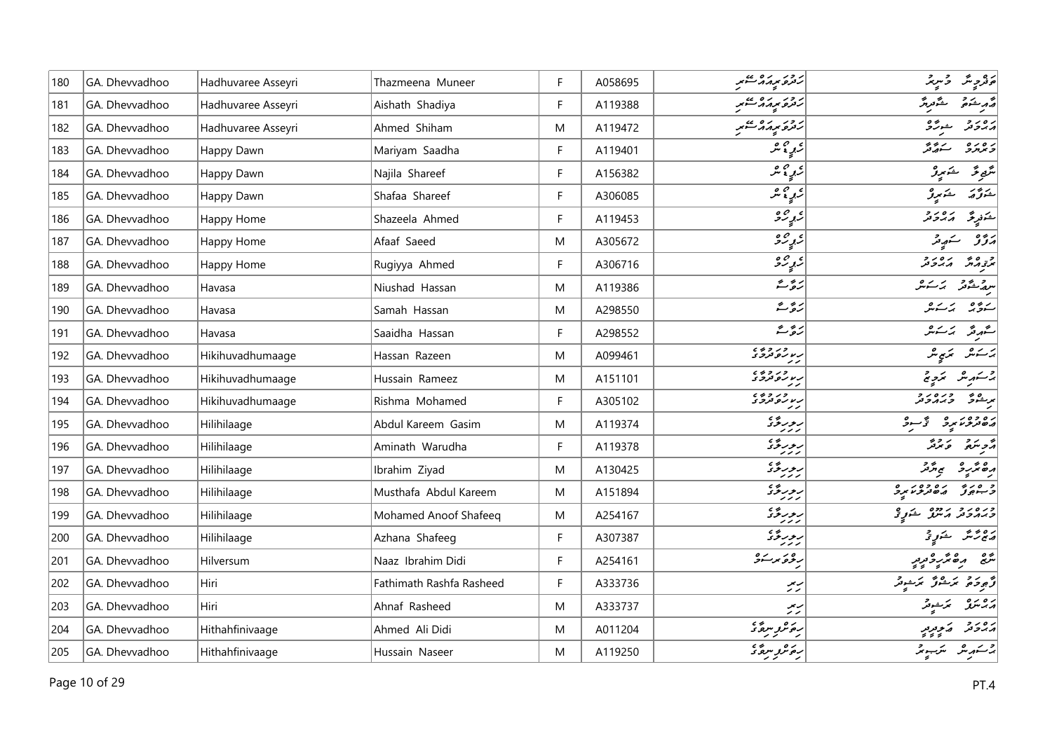| 180 | GA. Dhevvadhoo | Hadhuvaree Asseyri | Thazmeena Muneer | F | A058695 | ހަދުވަރީ އައްސޭރި | ތަޒްމީނާ މުނީރު |
|---|---|---|---|---|---|---|---|
| 181 | GA. Dhevvadhoo | Hadhuvaree Asseyri | Aishath Shadiya | F | A119388 | ހަދުވަރީ އައްސޭރި | އައިޝަތު ޝާދިޔާ |
| 182 | GA. Dhevvadhoo | Hadhuvaree Asseyri | Ahmed Shiham | M | A119472 | ހަދުވަރީ އައްސޭރި | އަޙްމަދު ޝިހާމް |
| 183 | GA. Dhevvadhoo | Happy Dawn | Mariyam Saadha | F | A119401 | ހެޕީޑޯން | މަރިޔަމް ސަޢާދާ |
| 184 | GA. Dhevvadhoo | Happy Dawn | Najila Shareef | F | A156382 | ހެޕީޑޯން | ނާޖިލާ ޝަރީފް |
| 185 | GA. Dhevvadhoo | Happy Dawn | Shafaa Shareef | F | A306085 | ހެޕީޑޯން | ޝަފާއަ ޝަރީފް |
| 186 | GA. Dhevvadhoo | Happy Home | Shazeela Ahmed | F | A119453 | ހެޕީހޯމް | ޝަޒީލާ އަޙްމަދު |
| 187 | GA. Dhevvadhoo | Happy Home | Afaaf Saeed | M | A305672 | ހެޕީހޯމް | އަފާފް ސައީދު |
| 188 | GA. Dhevvadhoo | Happy Home | Rugiyya Ahmed | F | A306716 | ހެޕީހޯމް | ރުގިއްޔާ އަޙްމަދު |
| 189 | GA. Dhevvadhoo | Havasa | Niushad Hassan | M | A119386 | ހަވާސާ | ނިއުޝާދު ޙަސަން |
| 190 | GA. Dhevvadhoo | Havasa | Samah Hassan | M | A298550 | ހަވާސާ | ސަމާޙް ޙަސަން |
| 191 | GA. Dhevvadhoo | Havasa | Saaidha Hassan | F | A298552 | ހަވާސާ | ސާއިދާ ޙަސަން |
| 192 | GA. Dhevvadhoo | Hikihuvadhumaage | Hassan Razeen | M | A099461 | ހިކިހުވަދުމާގެ | ޙަސަން ރަޒީން |
| 193 | GA. Dhevvadhoo | Hikihuvadhumaage | Hussain Rameez | M | A151101 | ހިކިހުވަދުމާގެ | ޙުސައިން ރަމީޒު |
| 194 | GA. Dhevvadhoo | Hikihuvadhumaage | Rishma Mohamed | F | A305102 | ހިކިހުވަދުމާގެ | ރިޝްމާ މުޙައްމަދު |
| 195 | GA. Dhevvadhoo | Hilihilaage | Abdul Kareem Gasim | M | A119374 | ހިލިހިލާގެ | އަބްދުލްކަރީމް ގާސިމް |
| 196 | GA. Dhevvadhoo | Hilihilaage | Aminath Warudha | F | A119378 | ހިލިހިލާގެ | އާމިނަތު ވަރުދާ |
| 197 | GA. Dhevvadhoo | Hilihilaage | Ibrahim Ziyad | M | A130425 | ހިލިހިލާގެ | އިބްރާހިމް ޒިޔާދު |
| 198 | GA. Dhevvadhoo | Hilihilaage | Musthafa Abdul Kareem | M | A151894 | ހިލިހިލާގެ | މުސްތަފާ އަބްދުލްކަރީމް |
| 199 | GA. Dhevvadhoo | Hilihilaage | Mohamed Anoof Shafeeq | M | A254167 | ހިލިހިލާގެ | މުޙައްމަދު އަނޫފް ޝަފީޤު |
| 200 | GA. Dhevvadhoo | Hilihilaage | Azhana Shafeeg | F | A307387 | ހިލިހިލާގެ | އަޒްހާނާ ޝަފީގު |
| 201 | GA. Dhevvadhoo | Hilversum | Naaz Ibrahim Didi | F | A254161 | ހިލްވަރސަމް | ނާޒް އިބްރާހީމްދީދީ |
| 202 | GA. Dhevvadhoo | Hiri | Fathimath Rashfa Rasheed | F | A333736 | ހިރި | ފާތިމަތު ރަޝްފާ ރަޝީދު |
| 203 | GA. Dhevvadhoo | Hiri | Ahnaf Rasheed | M | A333737 | ހިރި | އަޙްނަފް ރަޝީދު |
| 204 | GA. Dhevvadhoo | Hithahfinivaage | Ahmed Ali Didi | M | A011204 | ހިތަށްފިނިވާގެ | އަޙްމަދު އަލިދީދީ |
| 205 | GA. Dhevvadhoo | Hithahfinivaage | Hussain Naseer | M | A119250 | ހިތަށްފިނިވާގެ | ޙުސައިން ނަސީރު |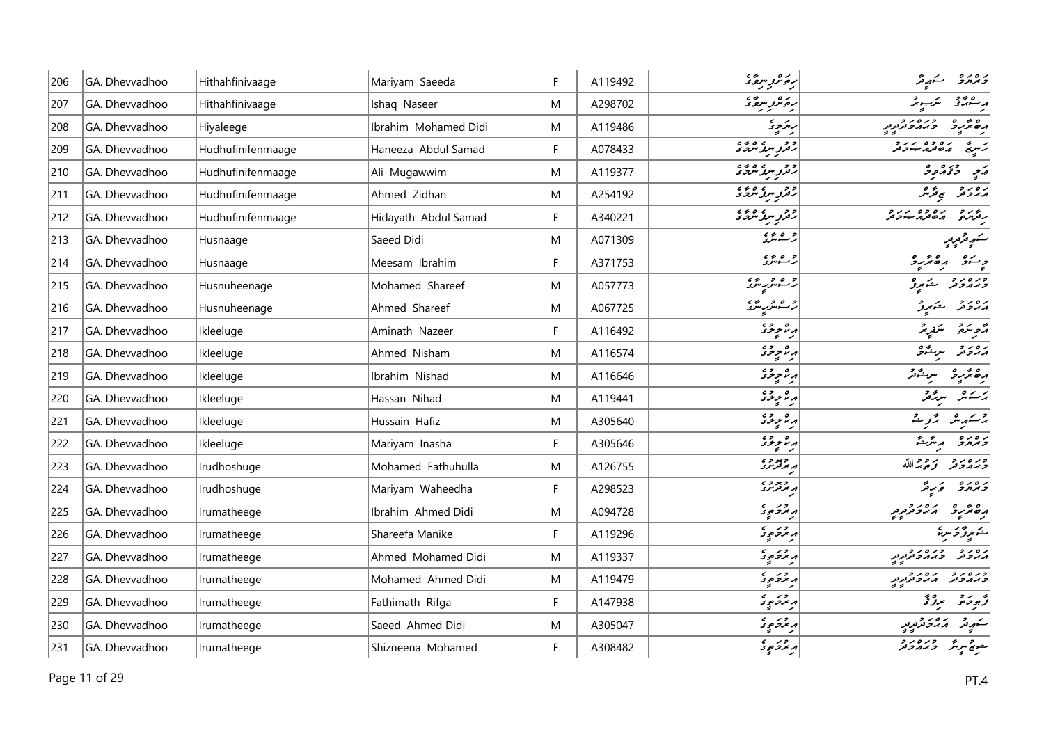| 206 | GA. Dhevvadhoo | Hithahfinivaage | Mariyam Saeeda | F | A119492 | ހިތަހްފިނިވާގެ | މަރިޔަމް ސަޢީދާ |
|---|---|---|---|---|---|---|---|
| 207 | GA. Dhevvadhoo | Hithahfinivaage | Ishaq Naseer | M | A298702 | ހިތަހްފިނިވާގެ | އިސްޙާޤު ނަޞީރު |
| 208 | GA. Dhevvadhoo | Hiyaleege | Ibrahim Mohamed Didi | M | A119486 | ހިޔަލީގެ | އިބްރާހީމް މުޙައްމަދުދީދީ |
| 209 | GA. Dhevvadhoo | Hudhufinifenmaage | Haneeza Abdul Samad | F | A078433 | ހުދުފިނިފެންމާގެ | ހަނީޒާ ޢަބްދުލްޞަމަދު |
| 210 | GA. Dhevvadhoo | Hudhufinifenmaage | Ali Mugawwim | M | A119377 | ހުދުފިނިފެންމާގެ | ޢަލި މުގައްވިމް |
| 211 | GA. Dhevvadhoo | Hudhufinifenmaage | Ahmed Zidhan | M | A254192 | ހުދުފިނިފެންމާގެ | އަޙްމަދު ޒިދާން |
| 212 | GA. Dhevvadhoo | Hudhufinifenmaage | Hidayath Abdul Samad | F | A340221 | ހުދުފިނިފެންމާގެ | ހިދާޔަތު ޢަބްދުލްޞަމަދު |
| 213 | GA. Dhevvadhoo | Husnaage | Saeed Didi | M | A071309 | ހުސްނާގެ | ސަޢީދުދީދީ |
| 214 | GA. Dhevvadhoo | Husnaage | Meesam Ibrahim | F | A371753 | ހުސްނާގެ | މީސަމް އިބްރާހީމް |
| 215 | GA. Dhevvadhoo | Husnuheenage | Mohamed Shareef | M | A057773 | ހުސްނުހީނާގެ | މުޙައްމަދު ޝަރީފު |
| 216 | GA. Dhevvadhoo | Husnuheenage | Ahmed Shareef | M | A067725 | ހުސްނުހީނާގެ | އަޙްމަދު ޝަރީފު |
| 217 | GA. Dhevvadhoo | Ikleeluge | Aminath Nazeer | F | A116492 | އިކްލީލުގެ | އާމިނަތު ނަޒީރު |
| 218 | GA. Dhevvadhoo | Ikleeluge | Ahmed Nisham | M | A116574 | އިކްލީލުގެ | އަޙްމަދު ނިޝާމް |
| 219 | GA. Dhevvadhoo | Ikleeluge | Ibrahim Nishad | M | A116646 | އިކްލީލުގެ | އިބްރާހީމް ނިޝާދު |
| 220 | GA. Dhevvadhoo | Ikleeluge | Hassan Nihad | M | A119441 | އިކްލީލުގެ | ޙަސަން ނިހާދު |
| 221 | GA. Dhevvadhoo | Ikleeluge | Hussain Hafiz | M | A305640 | އިކްލީލުގެ | ޙުސައިން ޙާފިޒު |
| 222 | GA. Dhevvadhoo | Ikleeluge | Mariyam Inasha | F | A305646 | އިކްލީލުގެ | މަރިޔަމް އިނާޝާ |
| 223 | GA. Dhevvadhoo | Irudhoshuge | Mohamed Fathuhulla | M | A126755 | އިރުދޮށުގެ | މުޙައްމަދު ފަތުޙުﷲ |
| 224 | GA. Dhevvadhoo | Irudhoshuge | Mariyam Waheedha | F | A298523 | އިރުދޮށުގެ | މަރިޔަމް ވަޙީދާ |
| 225 | GA. Dhevvadhoo | Irumatheege | Ibrahim Ahmed Didi | M | A094728 | އިރުމަތީގެ | އިބްރާހީމް އަޙްމަދުދީދީ |
| 226 | GA. Dhevvadhoo | Irumatheege | Shareefa Manike | F | A119296 | އިރުމަތީގެ | ޝަރީފާމަނިކެ |
| 227 | GA. Dhevvadhoo | Irumatheege | Ahmed Mohamed Didi | M | A119337 | އިރުމަތީގެ | އަޙްމަދު މުޙައްމަދުދީދީ |
| 228 | GA. Dhevvadhoo | Irumatheege | Mohamed Ahmed Didi | M | A119479 | އިރުމަތީގެ | މުޙައްމަދު އަޙްމަދުދީދީ |
| 229 | GA. Dhevvadhoo | Irumatheege | Fathimath Rifga | F | A147938 | އިރުމަތީގެ | ފާތިމަތު ރިފްގާ |
| 230 | GA. Dhevvadhoo | Irumatheege | Saeed Ahmed Didi | M | A305047 | އިރުމަތީގެ | ސަޢީދު އަޙްމަދުދީދީ |
| 231 | GA. Dhevvadhoo | Irumatheege | Shizneena Mohamed | F | A308482 | އިރުމަތީގެ | ޝިޒްނީނާ މުޙައްމަދު |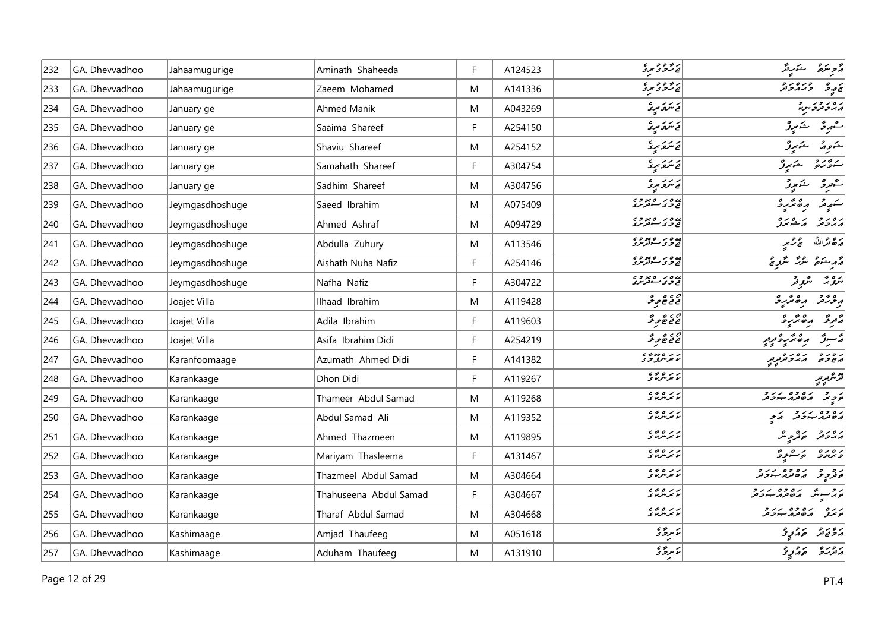| 232 | GA. Dhevvadhoo | Jahaamugurige | Aminath Shaheeda | F | A124523 | ځ رَّ ژ ژ برِ ی | أَوِسَمَ شَرِيرٌ |
|---|---|---|---|---|---|---|---|
| 233 | GA. Dhevvadhoo | Jahaamugurige | Zaeem Mohamed | M | A141336 | ځ رَّ ژ ژ برِ ی | يَهِ وَ وَبَرْ وَ وَ |
| 234 | GA. Dhevvadhoo | January ge | Ahmed Manik | M | A043269 | ئے سَعَ بِرِ ی | رَ ءُ دَ وَ دَ سِرِ ءُ |
| 235 | GA. Dhevvadhoo | January ge | Saaima Shareef | F | A254150 | ئے سَعَ بِرِ ی | سَمَرِرَّ شَمِرُ |
| 236 | GA. Dhevvadhoo | January ge | Shaviu Shareef | M | A254152 | ئے سَعَ بِرِ ی | شَوِ رُ شَمِرُ |
| 237 | GA. Dhevvadhoo | January ge | Samahath Shareef | F | A304754 | ئے سَعَ بِرِ ی | سَوَّرَ وَ شَمِرُ |
| 238 | GA. Dhevvadhoo | January ge | Sadhim Shareef | M | A304756 | ئے سَعَ بِرِ ی | سَّمْرِدْ شَمِرُ |
| 239 | GA. Dhevvadhoo | Jeymgasdhoshuge | Saeed Ibrahim | M | A075409 | ئے وَ ءَ سِ قَرْ رُ ءُ | سَهِرْ رِھْ بَرِ وْ |
| 240 | GA. Dhevvadhoo | Jeymgasdhoshuge | Ahmed Ashraf | M | A094729 | ئے وَ ءَ سِ قَرْ رُ ءُ | رَ ءُ دَ دَ رَ شْ بَرَ وْ |
| 241 | GA. Dhevvadhoo | Jeymgasdhoshuge | Abdulla Zuhury | M | A113546 | ئے وَ ءَ سِ قَرْ رُ ءُ | رَ ھْ قْرُ اللّٰہ ج رْ مِرِ |
| 242 | GA. Dhevvadhoo | Jeymgasdhoshuge | Aishath Nuha Nafiz | F | A254146 | ئے وَ ءَ سِ قَرْ رُ ءُ | مَ رِ شَوْ سِرْ سَّرِ ج |
| 243 | GA. Dhevvadhoo | Jeymgasdhoshuge | Nafha Nafiz | F | A304722 | ئے وَ ءَ سِ قَرْ رُ ءُ | سَرْ وْ بَّ سَّرِ قْرْ |
| 244 | GA. Dhevvadhoo | Joajet Villa | Ilhaad Ibrahim | M | A119428 | ئے ئے ئے ھ وِ ژَّ | رِ وْ رَّ قْرْ رِ ھْ بَرِ وْ |
| 245 | GA. Dhevvadhoo | Joajet Villa | Adila Ibrahim | F | A119603 | ئے ئے ئے ھ وِ ژَّ | مَ تِرِ ژَّ رِ ھْ بَرِ وْ |
| 246 | GA. Dhevvadhoo | Joajet Villa | Asifa Ibrahim Didi | F | A254219 | ئے ئے ئے ھ وِ ژَّ | مَ سِوِ ژَّ رِ ھْ بَرِ وْ تِرِ تِرِ |
| 247 | GA. Dhevvadhoo | Karanfoomaage | Azumath Ahmed Didi | F | A141382 | ئر بر سر وو ژ ی | رَ ج رَ ھْ رَ ءُ دَ تَرْ تِرِ تِرِ |
| 248 | GA. Dhevvadhoo | Karankaage | Dhon Didi | F | A119267 | ئر بر سر ئا ی | قَرْ سْ تِرِ تِرِ |
| 249 | GA. Dhevvadhoo | Karankaage | Thameer Abdul Samad | M | A119268 | ئر بر سر ئا ی | ھَ وِ بَرْ رَ ھْ قْرُ رُ سَ رَ دْ |
| 250 | GA. Dhevvadhoo | Karankaage | Abdul Samad Ali | M | A119352 | ئر بر سر ئا ی | رَ ھْ قْرُ رُ سَ رَ دْ رَ مِ |
| 251 | GA. Dhevvadhoo | Karankaage | Ahmed Thazmeen | M | A119895 | ئر بر سر ئا ی | رَ ءُ دَ دَ ھَ قْرْ وِ سْ |
| 252 | GA. Dhevvadhoo | Karankaage | Mariyam Thasleema | F | A131467 | ئر بر سر ئا ی | دَ بَرْ رَ وْ ھَ سْ وِ ژَّ |
| 253 | GA. Dhevvadhoo | Karankaage | Thazmeel Abdul Samad | M | A304664 | ئر بر سر ئا ی | ھَ قْرْ وِ وْ رَ ھْ قْرُ رُ سَ رَ دْ |
| 254 | GA. Dhevvadhoo | Karankaage | Thahuseena Abdul Samad | F | A304667 | ئر بر سر ئا ی | ھَ رُ سِیْ سَّ رَ ھْ قْرُ رُ سَ رَ دْ |
| 255 | GA. Dhevvadhoo | Karankaage | Tharaf Abdul Samad | M | A304668 | ئر بر سر ئا ی | ھَ بَرْ وْ رَ ھْ قْرُ رُ سَ رَ دْ |
| 256 | GA. Dhevvadhoo | Kashimaage | Amjad Thaufeeg | M | A051618 | ئا سِرِ ژَّ ی | رَ وْ ئے قْرْ ھَ رُ وِ ج |
| 257 | GA. Dhevvadhoo | Kashimaage | Aduham Thaufeeg | M | A131910 | ئا سِرِ ژَّ ی | رَ قْرْ رَ وْ ھَ رُ وِ ج |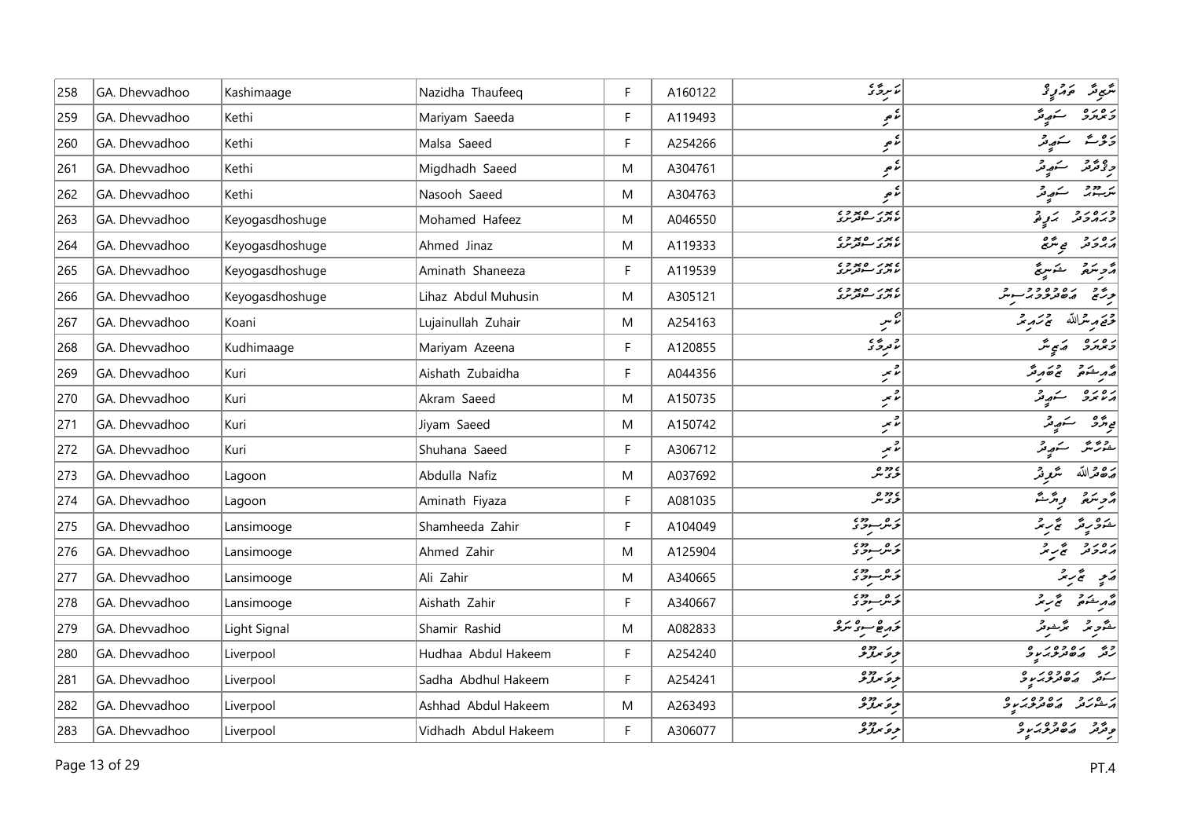| 258 | GA. Dhevvadhoo | Kashimaage | Nazidha Thaufeeq | F | A160122 | ܡܲܫܸܡܵܓܹ | ނާޒިދާ ތައުފީގު |
|---|---|---|---|---|---|---|---|
| 259 | GA. Dhevvadhoo | Kethi | Mariyam Saeeda | F | A119493 | ކެތި | މަރިޔަމް ސައީދާ |
| 260 | GA. Dhevvadhoo | Kethi | Malsa Saeed | F | A254266 | ކެތި | މަލްސާ ސައީދު |
| 261 | GA. Dhevvadhoo | Kethi | Migdhadh Saeed | M | A304761 | ކެތި | މިގްދާދު ސައީދު |
| 262 | GA. Dhevvadhoo | Kethi | Nasooh Saeed | M | A304763 | ކެތި | ނަސޫހު ސައީދު |
| 263 | GA. Dhevvadhoo | Keyogasdhoshuge | Mohamed Hafeez | M | A046550 | ކެޔޮގަސްދޮށުގެ | މުޙައްމަދު ހަފީޒު |
| 264 | GA. Dhevvadhoo | Keyogasdhoshuge | Ahmed Jinaz | M | A119333 | ކެޔޮގަސްދޮށުގެ | އަޙްމަދު ޖިނާޒް |
| 265 | GA. Dhevvadhoo | Keyogasdhoshuge | Aminath Shaneeza | F | A119539 | ކެޔޮގަސްދޮށުގެ | އާމިނަތު ޝަނީޒާ |
| 266 | GA. Dhevvadhoo | Keyogasdhoshuge | Lihaz Abdul Muhusin | M | A305121 | ކެޔޮގަސްދޮށުގެ | ލިހާޒް އަބްދުލްމުހުސިން |
| 267 | GA. Dhevvadhoo | Koani | Lujainullah Zuhair | M | A254163 | ކޯނި | ލުޖައިނުﷲ ޒުހައިރު |
| 268 | GA. Dhevvadhoo | Kudhimaage | Mariyam Azeena | F | A120855 | ކުދިމާގެ | މަރިޔަމް އަޒީނާ |
| 269 | GA. Dhevvadhoo | Kuri | Aishath Zubaidha | F | A044356 | ކުރި | އާއިޝަތު ޒުބައިދާ |
| 270 | GA. Dhevvadhoo | Kuri | Akram Saeed | M | A150735 | ކުރި | އަކްރަމް ސައީދު |
| 271 | GA. Dhevvadhoo | Kuri | Jiyam Saeed | M | A150742 | ކުރި | ޖިޔާމް ސައީދު |
| 272 | GA. Dhevvadhoo | Kuri | Shuhana Saeed | F | A306712 | ކުރި | ޝުހާނާ ސައީދު |
| 273 | GA. Dhevvadhoo | Lagoon | Abdulla Nafiz | M | A037692 | ލެގޫން | އަބްދުﷲ ނާފިޒު |
| 274 | GA. Dhevvadhoo | Lagoon | Aminath Fiyaza | F | A081035 | ލެގޫން | އާމިނަތު ފިޔާޒާ |
| 275 | GA. Dhevvadhoo | Lansimooge | Shamheeda Zahir | F | A104049 | ލަންސިމޫގެ | ޝަމްހީދާ ޒާހިރު |
| 276 | GA. Dhevvadhoo | Lansimooge | Ahmed Zahir | M | A125904 | ލަންސިމޫގެ | އަޙްމަދު ޒާހިރު |
| 277 | GA. Dhevvadhoo | Lansimooge | Ali Zahir | M | A340665 | ލަންސިމޫގެ | އަލި ޒާހިރު |
| 278 | GA. Dhevvadhoo | Lansimooge | Aishath Zahir | F | A340667 | ލަންސިމޫގެ | އާއިޝަތު ޒާހިރު |
| 279 | GA. Dhevvadhoo | Light Signal | Shamir Rashid | M | A082833 | ލައިޓްސިގްނަލް | ޝާމިރު ރާޝިދު |
| 280 | GA. Dhevvadhoo | Liverpool | Hudhaa Abdul Hakeem | F | A254240 | ލިވަރޕޫލް | ހުދާ އަބްދުލްހަކީމު |
| 281 | GA. Dhevvadhoo | Liverpool | Sadha Abdhul Hakeem | F | A254241 | ލިވަރޕޫލް | ސަދާ އަބްދުލްހަކީމު |
| 282 | GA. Dhevvadhoo | Liverpool | Ashhad Abdul Hakeem | M | A263493 | ލިވަރޕޫލް | އަޝްހަދު އަބްދުލްހަކީމު |
| 283 | GA. Dhevvadhoo | Liverpool | Vidhadh Abdul Hakeem | F | A306077 | ލިވަރޕޫލް | ވިދާދު އަބްދުލްހަކީމު |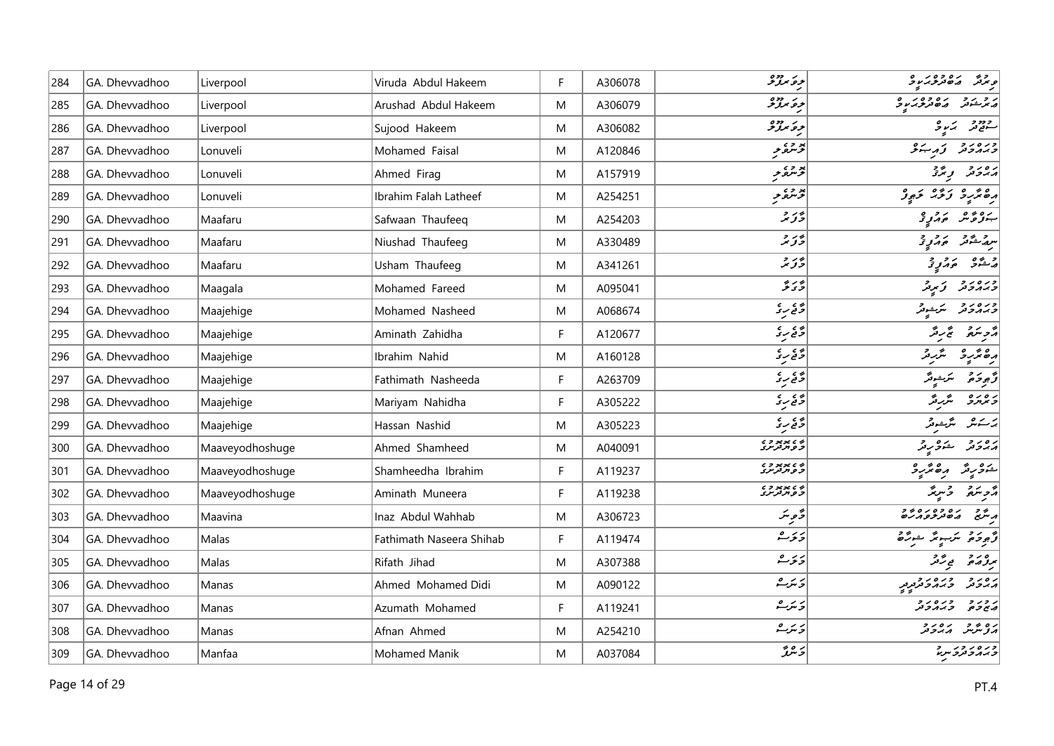| 284 | GA. Dhevvadhoo | Liverpool | Viruda Abdul Hakeem | F | A306078 | ލިވަޕޫލް | ވިރުދާ އަބްދުލްޙަކީމް |
|---|---|---|---|---|---|---|---|
| 285 | GA. Dhevvadhoo | Liverpool | Arushad Abdul Hakeem | M | A306079 | ލިވަޕޫލް | އަރުޝަދު އަބްދުލްޙަކީމް |
| 286 | GA. Dhevvadhoo | Liverpool | Sujood Hakeem | M | A306082 | ލިވަޕޫލް | ސުޖޫދު ހަކީމް |
| 287 | GA. Dhevvadhoo | Lonuveli | Mohamed Faisal | M | A120846 | ލޮނުވެލި | މުހައްމަދު ފައިސަލް |
| 288 | GA. Dhevvadhoo | Lonuveli | Ahmed Firag | M | A157919 | ލޮނުވެލި | އަހްމަދު ފިރާގް |
| 289 | GA. Dhevvadhoo | Lonuveli | Ibrahim Falah Latheef | M | A254251 | ލޮނުވެލި | އިބްރާހީމް ފަލާޙް ލަތީފް |
| 290 | GA. Dhevvadhoo | Maafaru | Safwaan Thaufeeq | M | A254203 | މާފަރު | ސަފްވާން ތައުފީޤް |
| 291 | GA. Dhevvadhoo | Maafaru | Niushad Thaufeeg | M | A330489 | މާފަރު | ނިއުޝާދު ތައުފީގު |
| 292 | GA. Dhevvadhoo | Maafaru | Usham Thaufeeg | M | A341261 | މާފަރު | އުޝާމް ތައުފީގު |
| 293 | GA. Dhevvadhoo | Maagala | Mohamed Fareed | M | A095041 | މާގަލާ | މުހައްމަދު ފަރީދު |
| 294 | GA. Dhevvadhoo | Maajehige | Mohamed Nasheed | M | A068674 | މާޖެހިގެ | މުހައްމަދު ނަޝީދު |
| 295 | GA. Dhevvadhoo | Maajehige | Aminath Zahidha | F | A120677 | މާޖެހިގެ | އާމިނަތު ޒާހިދާ |
| 296 | GA. Dhevvadhoo | Maajehige | Ibrahim Nahid | M | A160128 | މާޖެހިގެ | އިބްރާހިމް ނާހިދު |
| 297 | GA. Dhevvadhoo | Maajehige | Fathimath Nasheeda | F | A263709 | މާޖެހިގެ | ފާތިމަތު ނަޝީދާ |
| 298 | GA. Dhevvadhoo | Maajehige | Mariyam Nahidha | F | A305222 | މާޖެހިގެ | މަރިޔަމް ނާހިދާ |
| 299 | GA. Dhevvadhoo | Maajehige | Hassan Nashid | M | A305223 | މާޖެހިގެ | ހަސަން ނާޝިދު |
| 300 | GA. Dhevvadhoo | Maaveyodhoshuge | Ahmed Shamheed | M | A040091 | މާވެޔޮދޮށުގެ | އަހްމަދު ޝަމްހީދު |
| 301 | GA. Dhevvadhoo | Maaveyodhoshuge | Shamheedha Ibrahim | F | A119237 | މާވެޔޮދޮށުގެ | ޝަމްހީދާ އިބްރާހިމް |
| 302 | GA. Dhevvadhoo | Maaveyodhoshuge | Aminath Muneera | F | A119238 | މާވެޔޮދޮށުގެ | އާމިނަތު މުނީރާ |
| 303 | GA. Dhevvadhoo | Maavina | Inaz Abdul Wahhab | M | A306723 | މާވިނަ | އިނާޒް އަބްދުލްވައްހާބް |
| 304 | GA. Dhevvadhoo | Malas | Fathimath Naseera Shihab | F | A119474 | މަލަސް | ފާތިމަތު ނަސީރާ ޝިހާބު |
| 305 | GA. Dhevvadhoo | Malas | Rifath Jihad | M | A307388 | މަލަސް | ރިފްއަތު ޖިހާދު |
| 306 | GA. Dhevvadhoo | Manas | Ahmed Mohamed Didi | M | A090122 | މަނަސް | އަހްމަދު މުހައްމަދުދީދީ |
| 307 | GA. Dhevvadhoo | Manas | Azumath Mohamed | F | A119241 | މަނަސް | އަޒުމަތު މުހައްމަދު |
| 308 | GA. Dhevvadhoo | Manas | Afnan Ahmed | M | A254210 | މަނަސް | އަފްނާން އަހްމަދު |
| 309 | GA. Dhevvadhoo | Manfaa | Mohamed Manik | M | A037084 | މަންފާ | މުހައްމަދުމަނިކު |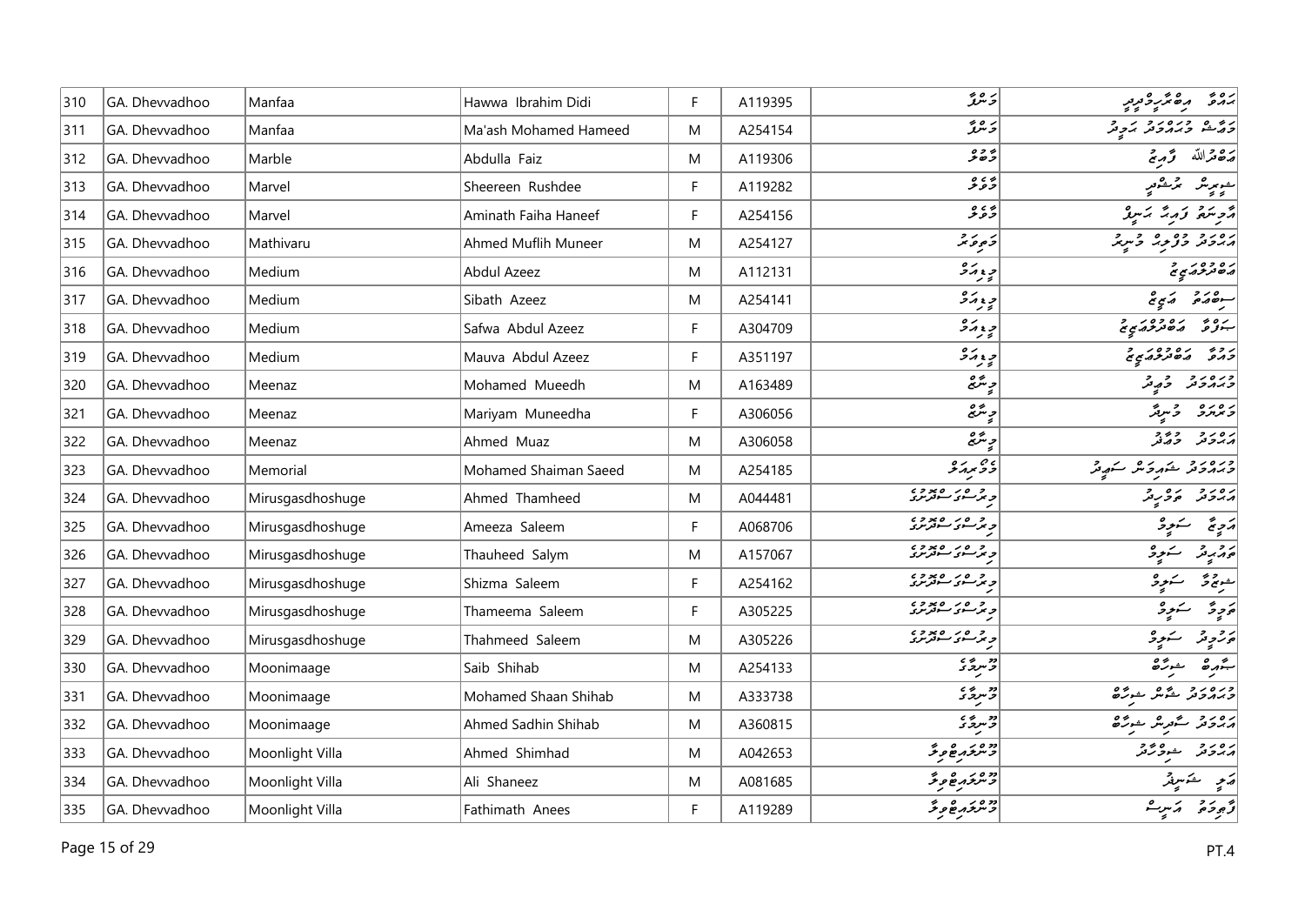| 310 | GA. Dhevvadhoo | Manfaa | Hawwa Ibrahim Didi | F | A119395 | ޖަންނާ | ހައްވާ އިބްރާހީމްދީދީ |
|---|---|---|---|---|---|---|---|
| 311 | GA. Dhevvadhoo | Manfaa | Ma'ash Mohamed Hameed | M | A254154 | ޖަންނާ | މައާޝް މުޙައްމަދު ހަމީދު |
| 312 | GA. Dhevvadhoo | Marble | Abdulla Faiz | M | A119306 | މާބަލް | އަބްދުﷲ ފާއިޒް |
| 313 | GA. Dhevvadhoo | Marvel | Sheereen Rushdee | F | A119282 | މާވެލް | ޝީރީން ރުޝްދީ |
| 314 | GA. Dhevvadhoo | Marvel | Aminath Faiha Haneef | F | A254156 | މާވެލް | އާމިނަތު ފައިހާ ހަނީފް |
| 315 | GA. Dhevvadhoo | Mathivaru | Ahmed Muflih Muneer | M | A254127 | މަތިވަރު | އަޙްމަދު މުފްލިޙް މުނީރު |
| 316 | GA. Dhevvadhoo | Medium | Abdul Azeez | M | A112131 | މީޑިއަމް | އަބްދުލްޢަޒީޒު |
| 317 | GA. Dhevvadhoo | Medium | Sibath Azeez | M | A254141 | މީޑިއަމް | ސިބާތު ޢަޒީޒު |
| 318 | GA. Dhevvadhoo | Medium | Safwa Abdul Azeez | F | A304709 | މީޑިއަމް | ސަފްވާ އަބްދުލްޢަޒީޒު |
| 319 | GA. Dhevvadhoo | Medium | Mauva Abdul Azeez | F | A351197 | މީޑިއަމް | މައުވާ އަބްދުލްޢަޒީޒު |
| 320 | GA. Dhevvadhoo | Meenaz | Mohamed Mueedh | M | A163489 | މީނާޒް | މުޙައްމަދު މުޢީދު |
| 321 | GA. Dhevvadhoo | Meenaz | Mariyam Muneedha | F | A306056 | މީނާޒް | މަރިޔަމް މުނީދާ |
| 322 | GA. Dhevvadhoo | Meenaz | Ahmed Muaz | M | A306058 | މީނާޒް | އަޙްމަދު މުޢާޛު |
| 323 | GA. Dhevvadhoo | Memorial | Mohamed Shaiman Saeed | M | A254185 | މެމޯރިއަލް | މުޙައްމަދު ޝައިމަން ސައީދު |
| 324 | GA. Dhevvadhoo | Mirusgasdhoshuge | Ahmed Thamheed | M | A044481 | މިރުސްގަސްދޮށުގެ | އަޙްމަދު ތަމްހީދު |
| 325 | GA. Dhevvadhoo | Mirusgasdhoshuge | Ameeza Saleem | F | A068706 | މިރުސްގަސްދޮށުގެ | އަމީޒާ ސަލީމް |
| 326 | GA. Dhevvadhoo | Mirusgasdhoshuge | Thauheed Salym | M | A157067 | މިރުސްގަސްދޮށުގެ | ތައުހީދު ސަލީމް |
| 327 | GA. Dhevvadhoo | Mirusgasdhoshuge | Shizma Saleem | F | A254162 | މިރުސްގަސްދޮށުގެ | ޝިޒްމާ ސަލީމް |
| 328 | GA. Dhevvadhoo | Mirusgasdhoshuge | Thameema Saleem | F | A305225 | މިރުސްގަސްދޮށުގެ | ތަމީމާ ސަލީމް |
| 329 | GA. Dhevvadhoo | Mirusgasdhoshuge | Thahmeed Saleem | M | A305226 | މިރުސްގަސްދޮށުގެ | ތަހްމީދު ސަލީމް |
| 330 | GA. Dhevvadhoo | Moonimaage | Saib Shihab | M | A254133 | މޫނިމާގެ | ސާއިބް ޝިހާބް |
| 331 | GA. Dhevvadhoo | Moonimaage | Mohamed Shaan Shihab | M | A333738 | މޫނިމާގެ | މުޙައްމަދު ޝާން ޝިހާބް |
| 332 | GA. Dhevvadhoo | Moonimaage | Ahmed Sadhin Shihab | M | A360815 | މޫނިމާގެ | އަޙްމަދު ސާދިން ޝިހާބް |
| 333 | GA. Dhevvadhoo | Moonlight Villa | Ahmed Shimhad | M | A042653 | މޫންލައިޓްވިލާ | އަޙްމަދު ޝިމްހާދު |
| 334 | GA. Dhevvadhoo | Moonlight Villa | Ali Shaneez | M | A081685 | މޫންލައިޓްވިލާ | އަލި ޝަނީޒް |
| 335 | GA. Dhevvadhoo | Moonlight Villa | Fathimath Anees | F | A119289 | މޫންލައިޓްވިލާ | ފާތިމަތު އަނީސް |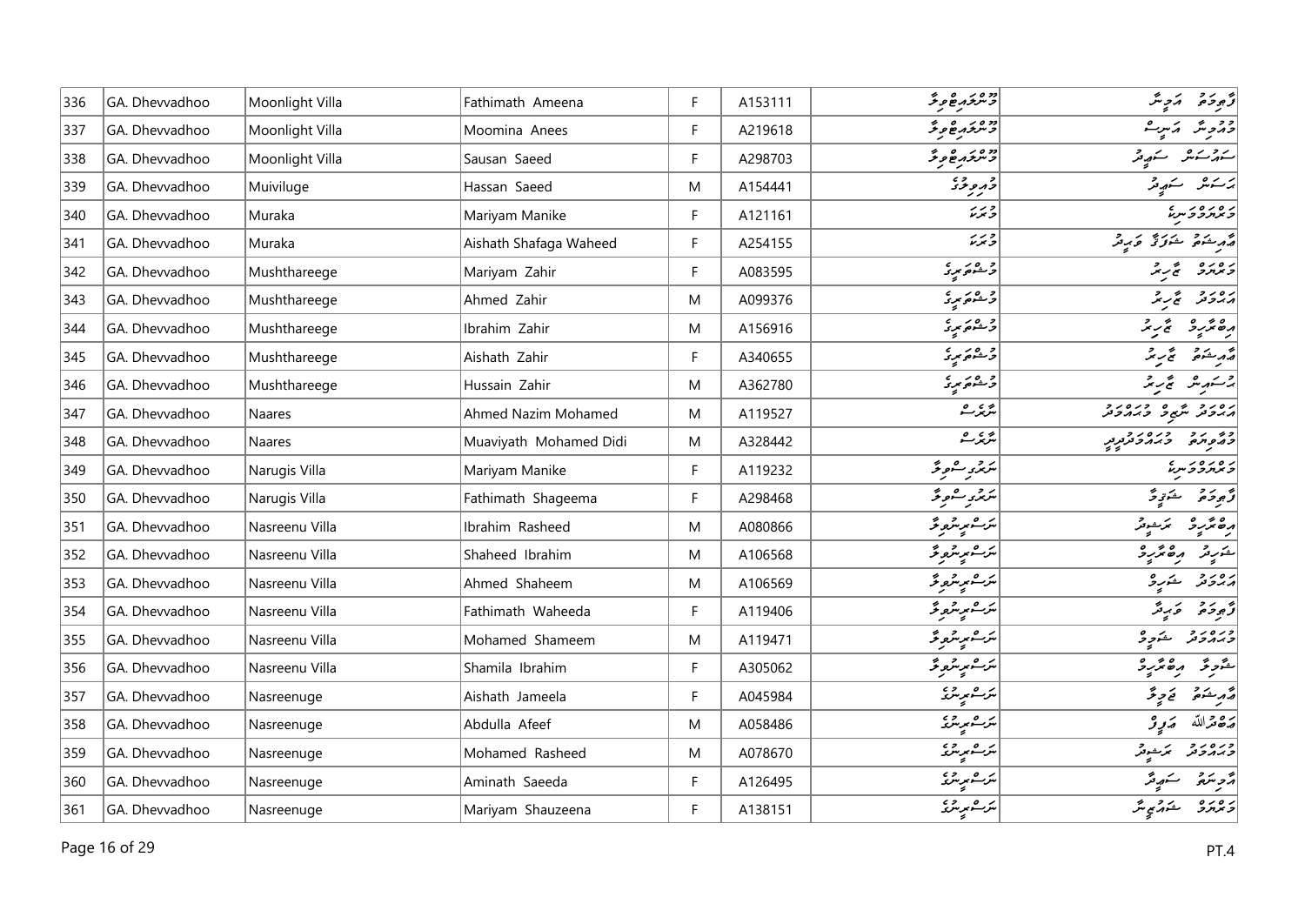| 336 | GA. Dhevvadhoo | Moonlight Villa | Fathimath Ameena | F | A153111 | ދޫންލައިޓްވިލާ | ފާތިމަތު އަމީނާ |
|---|---|---|---|---|---|---|---|
| 337 | GA. Dhevvadhoo | Moonlight Villa | Moomina Anees | F | A219618 | ދޫންލައިޓްވިލާ | މޫމިނާ އަނީސް |
| 338 | GA. Dhevvadhoo | Moonlight Villa | Sausan Saeed | F | A298703 | ދޫންލައިޓްވިލާ | ސައުސަން ސައީދު |
| 339 | GA. Dhevvadhoo | Muiviluge | Hassan Saeed | M | A154441 | މުއިވިލުގެ | ހަސަން ސައީދު |
| 340 | GA. Dhevvadhoo | Muraka | Mariyam Manike | F | A121161 | މުރަކަ | މަރިޔަމްމަނިކެ |
| 341 | GA. Dhevvadhoo | Muraka | Aishath Shafaga Waheed | F | A254155 | މުރަކަ | އާއިޝަތު ޝަފަގާ ވަހީދު |
| 342 | GA. Dhevvadhoo | Mushthareege | Mariyam Zahir | F | A083595 | މުޝްތަރީގެ | މަރިޔަމް ޒާހިރު |
| 343 | GA. Dhevvadhoo | Mushthareege | Ahmed Zahir | M | A099376 | މުޝްތަރީގެ | އަހްމަދު ޒާހިރު |
| 344 | GA. Dhevvadhoo | Mushthareege | Ibrahim Zahir | M | A156916 | މުޝްތަރީގެ | އިބްރާހިމް ޒާހިރު |
| 345 | GA. Dhevvadhoo | Mushthareege | Aishath Zahir | F | A340655 | މުޝްތަރީގެ | އާއިޝަތު ޒާހިރު |
| 346 | GA. Dhevvadhoo | Mushthareege | Hussain Zahir | M | A362780 | މުޝްތަރީގެ | ހުސައިން ޒާހިރު |
| 347 | GA. Dhevvadhoo | Naares | Ahmed Nazim Mohamed | M | A119527 | ނާރެސް | އަހްމަދު ނާޒިމް މުހައްމަދު |
| 348 | GA. Dhevvadhoo | Naares | Muaviyath Mohamed Didi | M | A328442 | ނާރެސް | މުއާވިޔަތު މުހައްމަދުދީދީ |
| 349 | GA. Dhevvadhoo | Narugis Villa | Mariyam Manike | F | A119232 | ނަރުގިސްވިލާ | މަރިޔަމްމަނިކެ |
| 350 | GA. Dhevvadhoo | Narugis Villa | Fathimath Shageema | F | A298468 | ނަރުގިސްވިލާ | ފާތިމަތު ޝަގީމާ |
| 351 | GA. Dhevvadhoo | Nasreenu Villa | Ibrahim Rasheed | M | A080866 | ނަސްރީނުވިލާ | އިބްރާހިމް ރަޝީދު |
| 352 | GA. Dhevvadhoo | Nasreenu Villa | Shaheed Ibrahim | M | A106568 | ނަސްރީނުވިލާ | ޝަހީދު އިބްރާހިމް |
| 353 | GA. Dhevvadhoo | Nasreenu Villa | Ahmed Shaheem | M | A106569 | ނަސްރީނުވިލާ | އަހްމަދު ޝަހީމް |
| 354 | GA. Dhevvadhoo | Nasreenu Villa | Fathimath Waheeda | F | A119406 | ނަސްރީނުވިލާ | ފާތިމަތު ވަހީދާ |
| 355 | GA. Dhevvadhoo | Nasreenu Villa | Mohamed Shameem | M | A119471 | ނަސްރީނުވިލާ | މުހައްމަދު ޝަމީމް |
| 356 | GA. Dhevvadhoo | Nasreenu Villa | Shamila Ibrahim | F | A305062 | ނަސްރީނުވިލާ | ޝާމިލާ އިބްރާހިމް |
| 357 | GA. Dhevvadhoo | Nasreenuge | Aishath Jameela | F | A045984 | ނަސްރީނުގެ | އާއިޝަތު ޖަމީލާ |
| 358 | GA. Dhevvadhoo | Nasreenuge | Abdulla Afeef | M | A058486 | ނަސްރީނުގެ | އަބްދުﷲ އަފީފު |
| 359 | GA. Dhevvadhoo | Nasreenuge | Mohamed Rasheed | M | A078670 | ނަސްރީނުގެ | މުހައްމަދު ރަޝީދު |
| 360 | GA. Dhevvadhoo | Nasreenuge | Aminath Saeeda | F | A126495 | ނަސްރީނުގެ | އާމިނަތު ސައީދާ |
| 361 | GA. Dhevvadhoo | Nasreenuge | Mariyam Shauzeena | F | A138151 | ނަސްރީނުގެ | މަރިޔަމް ޝައުޒީނާ |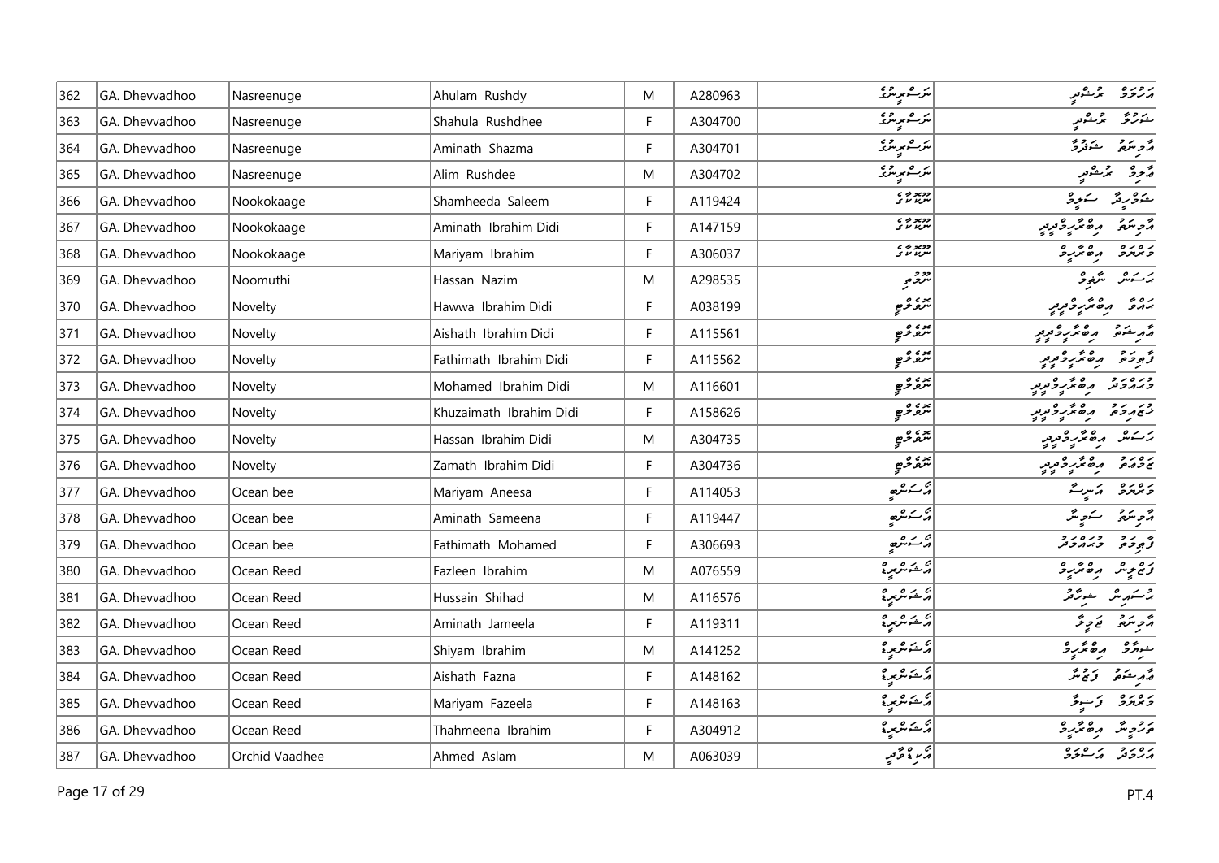| 362 | GA. Dhevvadhoo | Nasreenuge | Ahulam Rushdy | M | A280963 | ނަސްރީނުގެ | އަހުލަމް ރުޝްދީ |
|---|---|---|---|---|---|---|---|
| 363 | GA. Dhevvadhoo | Nasreenuge | Shahula Rushdhee | F | A304700 | ނަސްރީނުގެ | ޝަހުލާ ރުޝްދީ |
| 364 | GA. Dhevvadhoo | Nasreenuge | Aminath Shazma | F | A304701 | ނަސްރީނުގެ | އާމިނަތު ޝަޒްމާ |
| 365 | GA. Dhevvadhoo | Nasreenuge | Alim Rushdee | M | A304702 | ނަސްރީނުގެ | އާލިމް ރުޝްދީ |
| 366 | GA. Dhevvadhoo | Nookokaage | Shamheeda Saleem | F | A119424 | ނޫކޯކާގެ | ޝަމްހީދާ ސަލީމް |
| 367 | GA. Dhevvadhoo | Nookokaage | Aminath Ibrahim Didi | F | A147159 | ނޫކޯކާގެ | އާމިނަތު އިބްރާހީމްދީދީ |
| 368 | GA. Dhevvadhoo | Nookokaage | Mariyam Ibrahim | F | A306037 | ނޫކޯކާގެ | މަރިޔަމް އިބްރާހީމް |
| 369 | GA. Dhevvadhoo | Noomuthi | Hassan Nazim | M | A298535 | ނޫމުތި | ހަސަން ނާޒިމް |
| 370 | GA. Dhevvadhoo | Novelty | Hawwa Ibrahim Didi | F | A038199 | ނޮވެލްޓީ | ހައްވާ އިބްރާހީމްދީދީ |
| 371 | GA. Dhevvadhoo | Novelty | Aishath Ibrahim Didi | F | A115561 | ނޮވެލްޓީ | އާއިޝަތު އިބްރާހީމްދީދީ |
| 372 | GA. Dhevvadhoo | Novelty | Fathimath Ibrahim Didi | F | A115562 | ނޮވެލްޓީ | ފާތިމަތު އިބްރާހީމްދީދީ |
| 373 | GA. Dhevvadhoo | Novelty | Mohamed Ibrahim Didi | M | A116601 | ނޮވެލްޓީ | މުހައްމަދު އިބްރާހީމްދީދީ |
| 374 | GA. Dhevvadhoo | Novelty | Khuzaimath Ibrahim Didi | F | A158626 | ނޮވެލްޓީ | ހުޒައިމަތު އިބްރާހީމްދީދީ |
| 375 | GA. Dhevvadhoo | Novelty | Hassan Ibrahim Didi | M | A304735 | ނޮވެލްޓީ | ހަސަން އިބްރާހީމްދީދީ |
| 376 | GA. Dhevvadhoo | Novelty | Zamath Ibrahim Didi | F | A304736 | ނޮވެލްޓީ | ޒަމައަތު އިބްރާހީމްދީދީ |
| 377 | GA. Dhevvadhoo | Ocean bee | Mariyam Aneesa | F | A114053 | އޯޝަންބީ | މަރިޔަމް އަނީސާ |
| 378 | GA. Dhevvadhoo | Ocean bee | Aminath Sameena | F | A119447 | އޯޝަންބީ | އާމިނަތު ސަމީނާ |
| 379 | GA. Dhevvadhoo | Ocean bee | Fathimath Mohamed | F | A306693 | އޯޝަންބީ | ފާތިމަތު މުހައްމަދު |
| 380 | GA. Dhevvadhoo | Ocean Reed | Fazleen Ibrahim | M | A076559 | އޯޝަންރީޑް | ފަޒްލީން އިބްރާހީމް |
| 381 | GA. Dhevvadhoo | Ocean Reed | Hussain Shihad | M | A116576 | އޯޝަންރީޑް | ހުސައިން ޝިހާދު |
| 382 | GA. Dhevvadhoo | Ocean Reed | Aminath Jameela | F | A119311 | އޯޝަންރީޑް | އާމިނަތު ޖަމީލާ |
| 383 | GA. Dhevvadhoo | Ocean Reed | Shiyam Ibrahim | M | A141252 | އޯޝަންރީޑް | ޝިޔާމް އިބްރާހީމް |
| 384 | GA. Dhevvadhoo | Ocean Reed | Aishath Fazna | F | A148162 | އޯޝަންރީޑް | އާއިޝަތު ފަޒްނާ |
| 385 | GA. Dhevvadhoo | Ocean Reed | Mariyam Fazeela | F | A148163 | އޯޝަންރީޑް | މަރިޔަމް ފަޒީލާ |
| 386 | GA. Dhevvadhoo | Ocean Reed | Thahmeena Ibrahim | F | A304912 | އޯޝަންރީޑް | ތަހުމީނާ އިބްރާހީމް |
| 387 | GA. Dhevvadhoo | Orchid Vaadhee | Ahmed Aslam | M | A063039 | އޯކިޑްވާދީ | އަހުމަދު އަސްލަމް |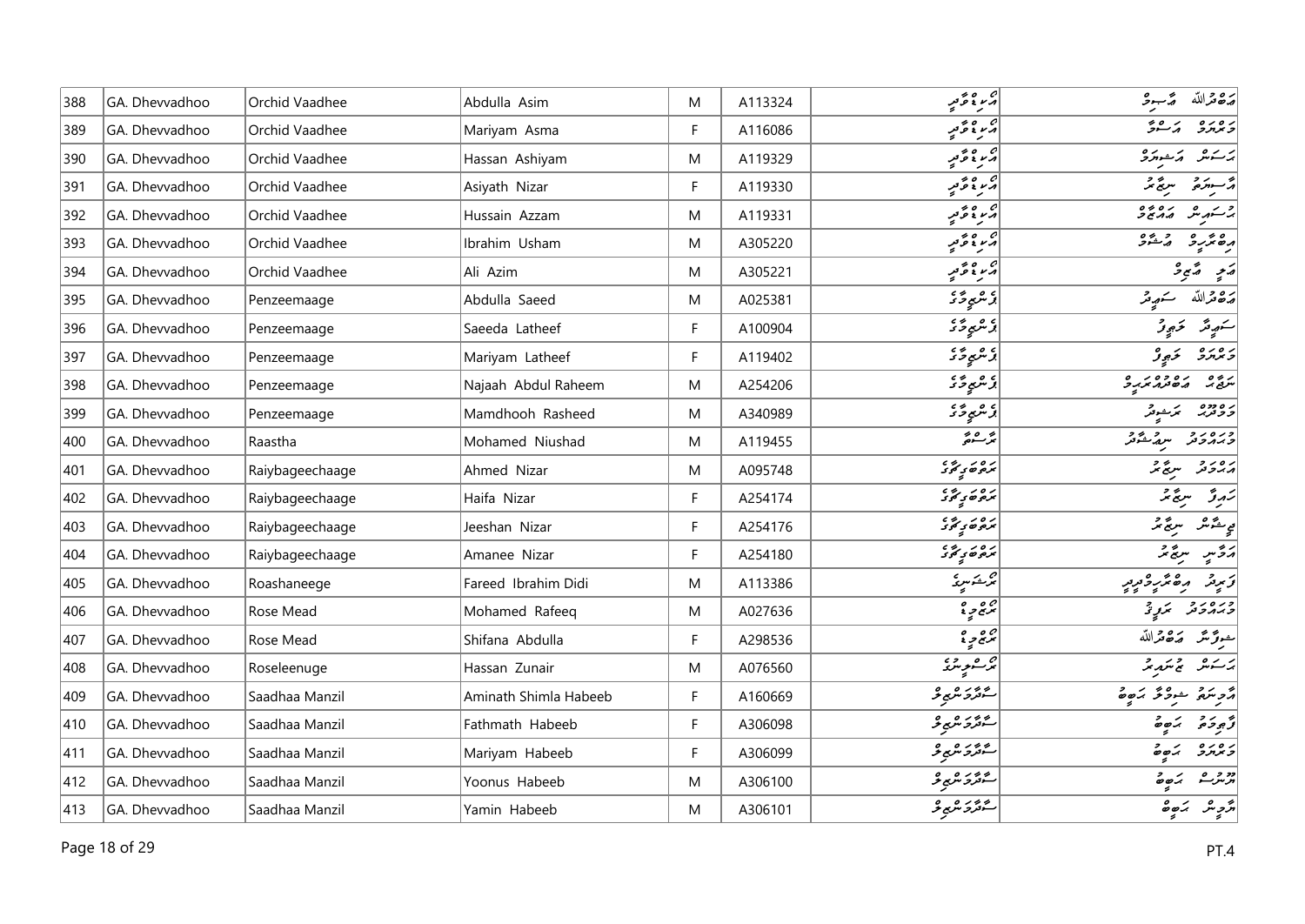| 388 | GA. Dhevvadhoo | Orchid Vaadhee | Abdulla Asim | M | A113324 | އޯކިޑްވާދީ | އަބްދުﷲ އާސިމް |
|---|---|---|---|---|---|---|---|
| 389 | GA. Dhevvadhoo | Orchid Vaadhee | Mariyam Asma | F | A116086 | އޯކިޑްވާދީ | މަރިޔަމް އަސްމާ |
| 390 | GA. Dhevvadhoo | Orchid Vaadhee | Hassan Ashiyam | M | A119329 | އޯކިޑްވާދީ | ހަސަން އަޝިޔަމް |
| 391 | GA. Dhevvadhoo | Orchid Vaadhee | Asiyath Nizar | F | A119330 | އޯކިޑްވާދީ | އާސިޔަތު ނިޒާރު |
| 392 | GA. Dhevvadhoo | Orchid Vaadhee | Hussain Azzam | M | A119331 | އޯކިޑްވާދީ | ހުސައިން އައްޒާމް |
| 393 | GA. Dhevvadhoo | Orchid Vaadhee | Ibrahim Usham | M | A305220 | އޯކިޑްވާދީ | އިބްރާހިމް އުޝާމް |
| 394 | GA. Dhevvadhoo | Orchid Vaadhee | Ali Azim | M | A305221 | އޯކިޑްވާދީ | އަލި އާޒިމް |
| 395 | GA. Dhevvadhoo | Penzeemaage | Abdulla Saeed | M | A025381 | ޕެންޒީމާގެ | އަބްދުﷲ ސައީދު |
| 396 | GA. Dhevvadhoo | Penzeemaage | Saeeda Latheef | F | A100904 | ޕެންޒީމާގެ | ސައީދާ ލަތީފު |
| 397 | GA. Dhevvadhoo | Penzeemaage | Mariyam Latheef | F | A119402 | ޕެންޒީމާގެ | މަރިޔަމް ލަތީފު |
| 398 | GA. Dhevvadhoo | Penzeemaage | Najaah Abdul Raheem | M | A254206 | ޕެންޒީމާގެ | ނަޖާހް އަބްދުއްރަޙީމް |
| 399 | GA. Dhevvadhoo | Penzeemaage | Mamdhooh Rasheed | M | A340989 | ޕެންޒީމާގެ | މަމްދޫހު ރަޝީދު |
| 400 | GA. Dhevvadhoo | Raastha | Mohamed Niushad | M | A119455 | ރާސްތާ | މުޙައްމަދު ނިއުޝާދު |
| 401 | GA. Dhevvadhoo | Raiybageechaage | Ahmed Nizar | M | A095748 | ރައްބަގީޗާގެ | އަޙްމަދު ނިޒާރު |
| 402 | GA. Dhevvadhoo | Raiybageechaage | Haifa Nizar | F | A254174 | ރައްބަގީޗާގެ | ހައިފާ ނިޒާރު |
| 403 | GA. Dhevvadhoo | Raiybageechaage | Jeeshan Nizar | F | A254176 | ރައްބަގީޗާގެ | ޖީޝާން ނިޒާރު |
| 404 | GA. Dhevvadhoo | Raiybageechaage | Amanee Nizar | F | A254180 | ރައްބަގީޗާގެ | އަމާނީ ނިޒާރު |
| 405 | GA. Dhevvadhoo | Roashaneege | Fareed Ibrahim Didi | M | A113386 | ރޯޝަނީގެ | ފަރީދު އިބްރާހީމްދީދީ |
| 406 | GA. Dhevvadhoo | Rose Mead | Mohamed Rafeeq | M | A027636 | ރޯޒްމީޑް | މުޙައްމަދު ރަފީޤު |
| 407 | GA. Dhevvadhoo | Rose Mead | Shifana Abdulla | F | A298536 | ރޯޒްމީޑް | ޝިފާނާ އަބްދުﷲ |
| 408 | GA. Dhevvadhoo | Roseleenuge | Hassan Zunair | M | A076560 | ރޯސްލީނުގެ | ހަސަން ޒުނައިރު |
| 409 | GA. Dhevvadhoo | Saadhaa Manzil | Aminath Shimla Habeeb | F | A160669 | ސާދާމަންޒިލް | އާމިނަތު ޝިމްލާ ހަބީބު |
| 410 | GA. Dhevvadhoo | Saadhaa Manzil | Fathmath Habeeb | F | A306098 | ސާދާމަންޒިލް | ފާތިމަތު ހަބީބު |
| 411 | GA. Dhevvadhoo | Saadhaa Manzil | Mariyam Habeeb | F | A306099 | ސާދާމަންޒިލް | މަރިޔަމް ހަބީބު |
| 412 | GA. Dhevvadhoo | Saadhaa Manzil | Yoonus Habeeb | M | A306100 | ސާދާމަންޒިލް | ޔޫނުސް ހަބީބު |
| 413 | GA. Dhevvadhoo | Saadhaa Manzil | Yamin Habeeb | M | A306101 | ސާދާމަންޒިލް | ޔާމިން ހަބީބު |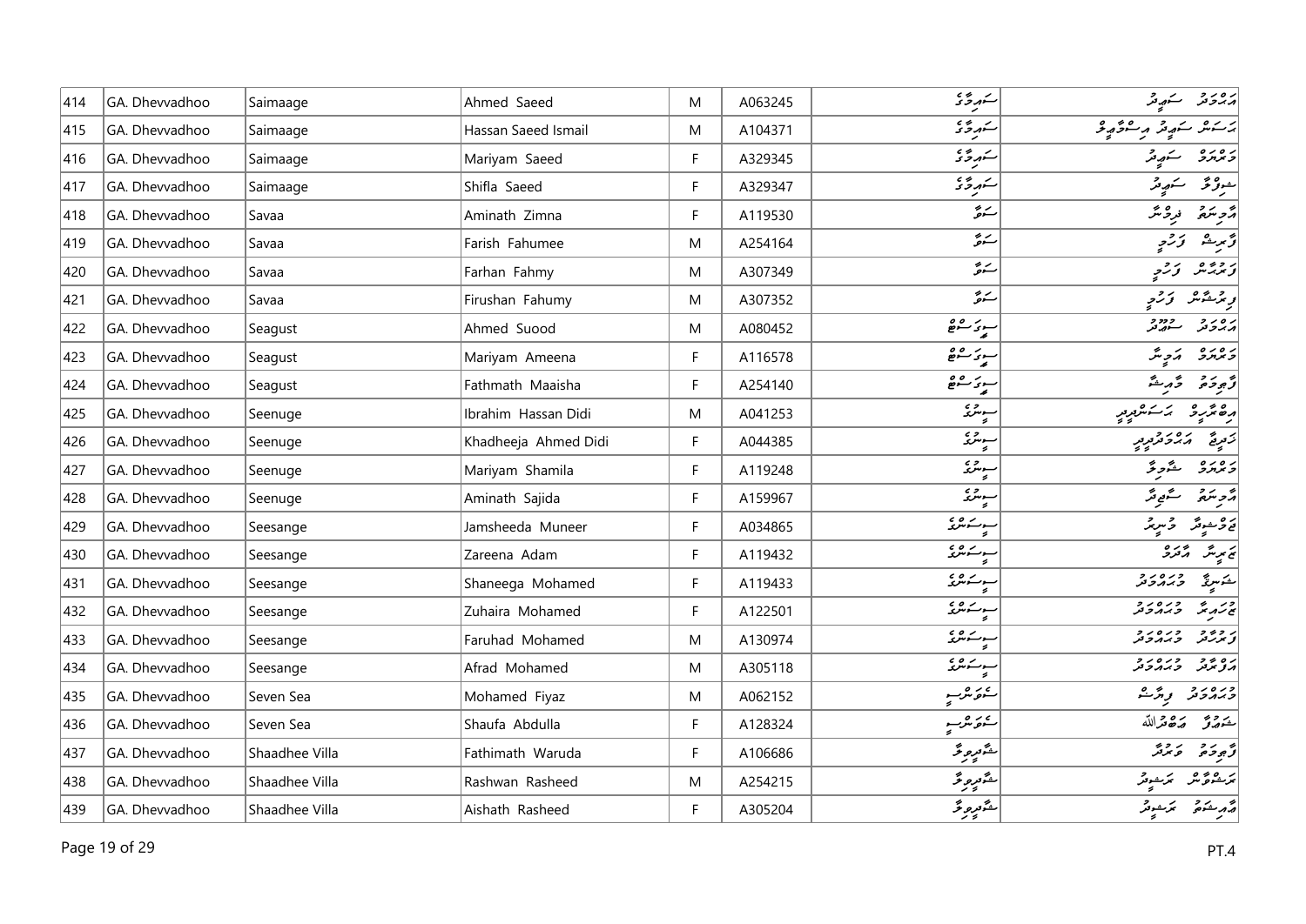| 414 | GA. Dhevvadhoo | Saimaage | Ahmed Saeed | M | A063245 | سَەرِدَّى | پر و د تر سَهرِ تر |
|---|---|---|---|---|---|---|---|
| 415 | GA. Dhevvadhoo | Saimaage | Hassan Saeed Ismail | M | A104371 | سَەرِدَّى | بَرَسَمْرُ سَهرِ تر مِرِ سْتَرَّ مِرِ وْ |
| 416 | GA. Dhevvadhoo | Saimaage | Mariyam Saeed | F | A329345 | سَەرِدَّى | وَ بْرَ مَرْ وْ سَهرِ تر |
| 417 | GA. Dhevvadhoo | Saimaage | Shifla Saeed | F | A329347 | سَەرِدَّى | شِوْرٌ سَهرِ تر |
| 418 | GA. Dhevvadhoo | Savaa | Aminath Zimna | F | A119530 | سَوَّ | مُرْحِ سَرَ جْ فِرِ وْ تَرُ |
| 419 | GA. Dhevvadhoo | Savaa | Farish Fahumee | M | A254164 | سَوَّ | تَرُ بِرِ شْ تَرَ رْ حِ |
| 420 | GA. Dhevvadhoo | Savaa | Farhan Fahmy | M | A307349 | سَوَّ | تَرَ بُرْ تَرُ شْ تَرَ رْ حِ |
| 421 | GA. Dhevvadhoo | Savaa | Firushan Fahumy | M | A307352 | سَوَّ | وِ بْرَ شْ تَرُ شْ تَرَ رْ حِ |
| 422 | GA. Dhevvadhoo | Seagust | Ahmed Suood | M | A080452 | سِوِ تَرَ سْ جْ | پر و د تر سْ تَرُ تر |
| 423 | GA. Dhevvadhoo | Seagust | Mariyam Ameena | F | A116578 | سِوِ تَرَ سْ جْ | وَ بْرَ مَرْ وْ مُرْ حِ تَرُ |
| 424 | GA. Dhevvadhoo | Seagust | Fathmath Maaisha | F | A254140 | سِوِ تَرَ سْ جْ | تَرُ جِ وَ جْ تَرُ مِرِ شَّ |
| 425 | GA. Dhevvadhoo | Seenuge | Ibrahim Hassan Didi | M | A041253 | سِوِ سْرَّى | مِرِ ضْ تَرُ بْرِ وْ بَرَسَمْرُ تَرِ تَرِ |
| 426 | GA. Dhevvadhoo | Seenuge | Khadheeja Ahmed Didi | F | A044385 | سِوِ سْرَّى | تَرَ تَرِ يَّ مَرْ بْرَ وْ تَرِ تَرِ |
| 427 | GA. Dhevvadhoo | Seenuge | Mariyam Shamila | F | A119248 | سِوِ سْرَّى | وَ بْرَ مَرْ وْ شَّ وِ تَرُ |
| 428 | GA. Dhevvadhoo | Seenuge | Aminath Sajida | F | A159967 | سِوِ سْرَّى | مُرْحِ سَرَ جْ سَّ جِ تَرُ |
| 429 | GA. Dhevvadhoo | Seesange | Jamsheeda Muneer | F | A034865 | سِوِ سَرَ سْرَّى | جَ وْ شِ تَرُ وُ سِرِ بْرُ |
| 430 | GA. Dhevvadhoo | Seesange | Zareena Adam | F | A119432 | سِوِ سَرَ سْرَّى | جَ بِرِ سْرُ مُرْ تَرَ وْ |
| 431 | GA. Dhevvadhoo | Seesange | Shaneega Mohamed | F | A119433 | سِوِ سَرَ سْرَّى | شَرَ سِرِ يَّ و ر ه ر د |
| 432 | GA. Dhevvadhoo | Seesange | Zuhaira Mohamed | F | A122501 | سِوِ سَرَ سْرَّى | جُ رَ مِرِ بْرُ و ر ه ر د |
| 433 | GA. Dhevvadhoo | Seesange | Faruhad Mohamed | M | A130974 | سِوِ سَرَ سْرَّى | تَرَ بْرُ رَ تر و ر ه ر د |
| 434 | GA. Dhevvadhoo | Seesange | Afrad Mohamed | M | A305118 | سِوِ سَرَ سْرَّى | مَرْ وْ بْرُ تر و ر ه ر د |
| 435 | GA. Dhevvadhoo | Seven Sea | Mohamed Fiyaz | M | A062152 | سْوَ سْرَ سِو | و ر ه ر د وِ تَرُ شْ |
| 436 | GA. Dhevvadhoo | Seven Sea | Shaufa Abdulla | F | A128324 | سْوَ سْرَ سِو | شَرَ مْرُ تَرُ مَرْ ضْ تَرُ اللّٰه |
| 437 | GA. Dhevvadhoo | Shaadhee Villa | Fathimath Waruda | F | A106686 | شَّ تَرِ وِ تَرُ | تَرُ جِ وَ جْ وَ بْرُ تَرُ |
| 438 | GA. Dhevvadhoo | Shaadhee Villa | Rashwan Rasheed | M | A254215 | شَّ تَرِ وِ تَرُ | بَرَ شْ تَرُ شْ بَرَ شِ تر |
| 439 | GA. Dhevvadhoo | Shaadhee Villa | Aishath Rasheed | F | A305204 | شَّ تَرِ وِ تَرُ | مُرْ مِرِ شَرَ جْ بَرَ شِ تر |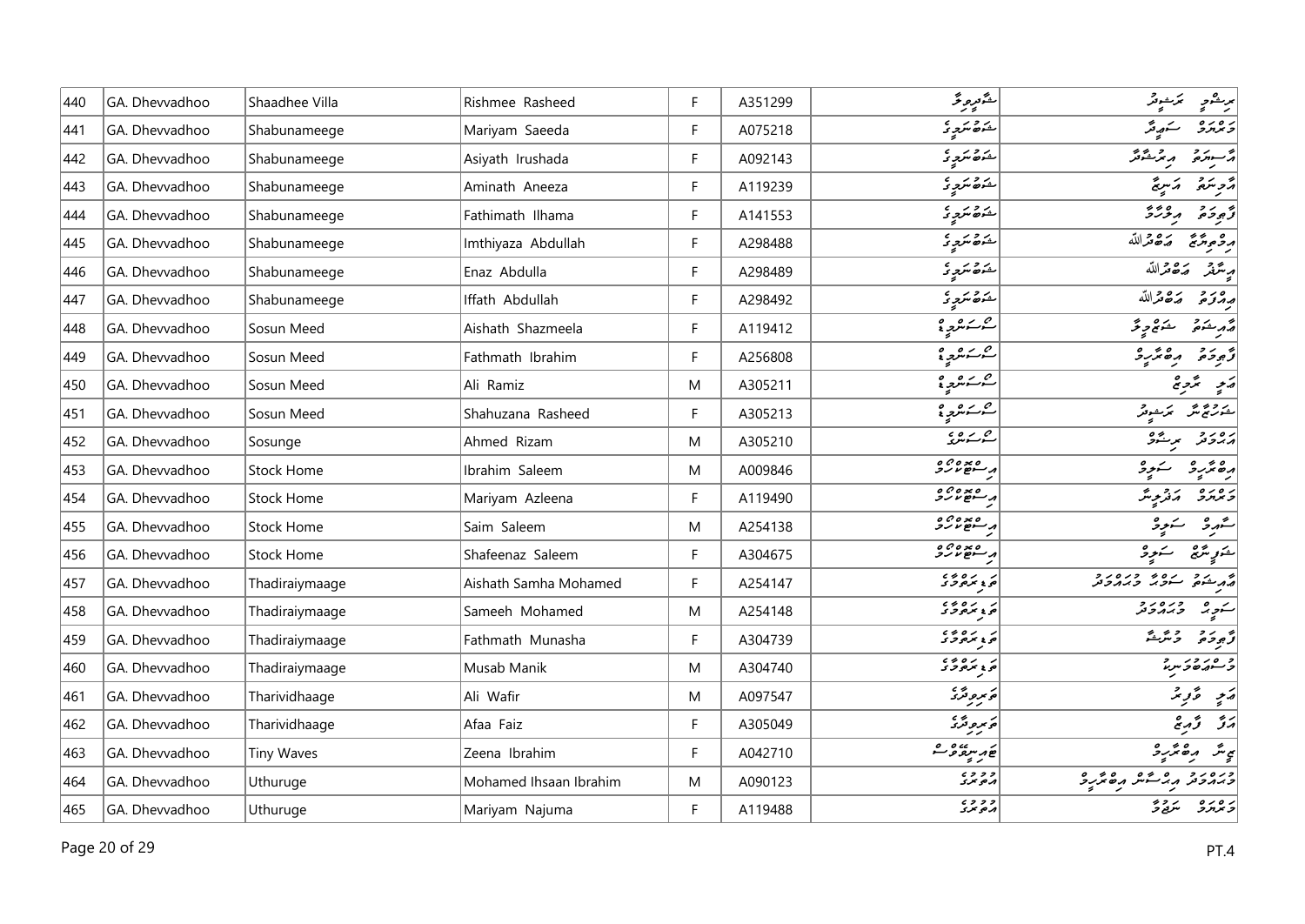| 440 | GA. Dhevvadhoo | Shaadhee Villa | Rishmee Rasheed | F | A351299 | ޝާދީވިލާ | ރިޝްމީ ރަޝީދު |
|---|---|---|---|---|---|---|---|
| 441 | GA. Dhevvadhoo | Shabunameege | Mariyam Saeeda | F | A075218 | ޝަބުނަމީގެ | މަރިޔަމް ސައީދާ |
| 442 | GA. Dhevvadhoo | Shabunameege | Asiyath Irushada | F | A092143 | ޝަބުނަމީގެ | އާސިޔަތު އިރުޝާދާ |
| 443 | GA. Dhevvadhoo | Shabunameege | Aminath Aneeza | F | A119239 | ޝަބުނަމީގެ | އާމިނަތު އަނީޒާ |
| 444 | GA. Dhevvadhoo | Shabunameege | Fathimath Ilhama | F | A141553 | ޝަބުނަމީގެ | ފާތިމަތު އިލްހާމާ |
| 445 | GA. Dhevvadhoo | Shabunameege | Imthiyaza Abdullah | F | A298488 | ޝަބުނަމީގެ | އިމްތިޔާޒާ އަބްދުﷲ |
| 446 | GA. Dhevvadhoo | Shabunameege | Enaz Abdulla | F | A298489 | ޝަބުނަމީގެ | އީނާޒު އަބްދުﷲ |
| 447 | GA. Dhevvadhoo | Shabunameege | Iffath Abdullah | F | A298492 | ޝަބުނަމީގެ | އިއްފަތު އަބްދުﷲ |
| 448 | GA. Dhevvadhoo | Sosun Meed | Aishath Shazmeela | F | A119412 | ސޮސަންމީޑް | އާއިޝަތު ޝަޒްމީލާ |
| 449 | GA. Dhevvadhoo | Sosun Meed | Fathmath Ibrahim | F | A256808 | ސޮސަންމީޑް | ފާތިމަތު އިބްރާހިމް |
| 450 | GA. Dhevvadhoo | Sosun Meed | Ali Ramiz | M | A305211 | ސޮސަންމީޑް | އަލި ރާމިޒް |
| 451 | GA. Dhevvadhoo | Sosun Meed | Shahuzana Rasheed | F | A305213 | ސޮސަންމީޑް | ޝަހުޒާނާ ރަޝީދު |
| 452 | GA. Dhevvadhoo | Sosunge | Ahmed Rizam | M | A305210 | ސޮސަންގެ | އަހްމަދު ރިޒާމް |
| 453 | GA. Dhevvadhoo | Stock Home | Ibrahim Saleem | M | A009846 | އިސްޓޮކްހޯމް | އިބްރާހިމް ސަލީމް |
| 454 | GA. Dhevvadhoo | Stock Home | Mariyam Azleena | F | A119490 | އިސްޓޮކްހޯމް | މަރިޔަމް އަޒްލީނާ |
| 455 | GA. Dhevvadhoo | Stock Home | Saim Saleem | M | A254138 | އިސްޓޮކްހޯމް | ސާއިމް ސަލީމް |
| 456 | GA. Dhevvadhoo | Stock Home | Shafeenaz Saleem | F | A304675 | އިސްޓޮކްހޯމް | ޝަފީނާޒް ސަލީމް |
| 457 | GA. Dhevvadhoo | Thadiraiymaage | Aishath Samha Mohamed | F | A254147 | ތަދިރައިމާގެ | އާއިޝަތު ސަމްހާ މުހައްމަދު |
| 458 | GA. Dhevvadhoo | Thadiraiymaage | Sameeh Mohamed | M | A254148 | ތަދިރައިމާގެ | ސަމީހު މުހައްމަދު |
| 459 | GA. Dhevvadhoo | Thadiraiymaage | Fathmath Munasha | F | A304739 | ތަދިރައިމާގެ | ފާތިމަތު މުނާޝާ |
| 460 | GA. Dhevvadhoo | Thadiraiymaage | Musab Manik | M | A304740 | ތަދިރައިމާގެ | މުސްއަބުމަނިކު |
| 461 | GA. Dhevvadhoo | Tharividhaage | Ali Wafir | M | A097547 | ތަރިވިދާގެ | އަލި ވާފިރު |
| 462 | GA. Dhevvadhoo | Tharividhaage | Afaa Faiz | F | A305049 | ތަރިވިދާގެ | އަފާ ފާއިޒް |
| 463 | GA. Dhevvadhoo | Tiny Waves | Zeena Ibrahim | F | A042710 | ޓައިނީވޭވްސް | ޒީނާ އިބްރާހިމް |
| 464 | GA. Dhevvadhoo | Uthuruge | Mohamed Ihsaan Ibrahim | M | A090123 | އުތުރުގެ | މުހައްމަދު އިހްސާން އިބްރާހިމް |
| 465 | GA. Dhevvadhoo | Uthuruge | Mariyam Najuma | F | A119488 | އުތުރުގެ | މަރިޔަމް ނަޖުމާ |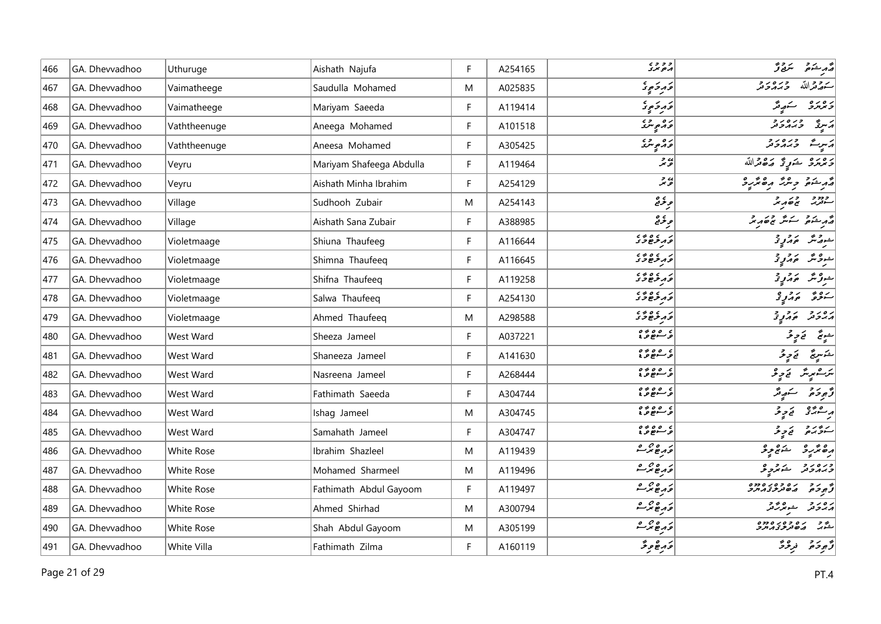| 466 | GA. Dhevvadhoo | Uthuruge | Aishath Najufa | F | A254165 | މުތުރުގެ | އައިޝަތު ނަޖުފާ |
|---|---|---|---|---|---|---|---|
| 467 | GA. Dhevvadhoo | Vaimatheege | Saudulla Mohamed | M | A025835 | ވައިމަތީގެ | ސައުދުﷲ މުހައްމަދު |
| 468 | GA. Dhevvadhoo | Vaimatheege | Mariyam Saeeda | F | A119414 | ވައިމަތީގެ | މަރިޔަމް ސައީދާ |
| 469 | GA. Dhevvadhoo | Vaththeenuge | Aneega Mohamed | F | A101518 | ވައްތީނުގެ | އަނީގާ މުހައްމަދު |
| 470 | GA. Dhevvadhoo | Vaththeenuge | Aneesa Mohamed | F | A305425 | ވައްތީނުގެ | އަނީސާ މުހައްމަދު |
| 471 | GA. Dhevvadhoo | Veyru | Mariyam Shafeega Abdulla | F | A119464 | ވޭރު | މަރިޔަމް ޝަފީގާ އަބްދުﷲ |
| 472 | GA. Dhevvadhoo | Veyru | Aishath Minha Ibrahim | F | A254129 | ވޭރު | އައިޝަތު މިންހާ އިބްރާހީމް |
| 473 | GA. Dhevvadhoo | Village | Sudhooh Zubair | M | A254143 | ވިލެޖް | ސުދޫޙް ޒުބައިރު |
| 474 | GA. Dhevvadhoo | Village | Aishath Sana Zubair | F | A388985 | ވިލެޖް | އައިޝަތު ސަނާ ޒުބައިރު |
| 475 | GA. Dhevvadhoo | Violetmaage | Shiuna Thaufeeg | F | A116644 | ވައިލެޓްމާގެ | ޝިއުނާ ތައުފީގު |
| 476 | GA. Dhevvadhoo | Violetmaage | Shimna Thaufeeq | F | A116645 | ވައިލެޓްމާގެ | ޝިމްނާ ތައުފީގު |
| 477 | GA. Dhevvadhoo | Violetmaage | Shifna Thaufeeq | F | A119258 | ވައިލެޓްމާގެ | ޝިފްނާ ތައުފީގު |
| 478 | GA. Dhevvadhoo | Violetmaage | Salwa Thaufeeq | F | A254130 | ވައިލެޓްމާގެ | ސަލްވާ ތައުފީގު |
| 479 | GA. Dhevvadhoo | Violetmaage | Ahmed Thaufeeq | M | A298588 | ވައިލެޓްމާގެ | އަހްމަދު ތައުފީގު |
| 480 | GA. Dhevvadhoo | West Ward | Sheeza Jameel | F | A037221 | ވެސްޓްވޯޑު | ޝީޒާ ޖަމީލް |
| 481 | GA. Dhevvadhoo | West Ward | Shaneeza Jameel | F | A141630 | ވެސްޓްވޯޑު | ޝަނީޒާ ޖަމީލް |
| 482 | GA. Dhevvadhoo | West Ward | Nasreena Jameel | F | A268444 | ވެސްޓްވޯޑު | ނަސްރީނާ ޖަމީލް |
| 483 | GA. Dhevvadhoo | West Ward | Fathimath Saeeda | F | A304744 | ވެސްޓްވޯޑު | ފާތިމަތު ސައީދާ |
| 484 | GA. Dhevvadhoo | West Ward | Ishag Jameel | M | A304745 | ވެސްޓްވޯޑު | އިސްޙާގު ޖަމީލް |
| 485 | GA. Dhevvadhoo | West Ward | Samahath Jameel | F | A304747 | ވެސްޓްވޯޑު | ސަމާހަތު ޖަމީލް |
| 486 | GA. Dhevvadhoo | White Rose | Ibrahim Shazleel | M | A119439 | ވައިޓްރޯސް | އިބްރާހީމް ޝަޒްލީލް |
| 487 | GA. Dhevvadhoo | White Rose | Mohamed Sharmeel | M | A119496 | ވައިޓްރޯސް | މުހައްމަދު ޝަރްމީލް |
| 488 | GA. Dhevvadhoo | White Rose | Fathimath Abdul Gayoom | F | A119497 | ވައިޓްރޯސް | ފާތިމަތު އަބްދުލްގައްޔޫމް |
| 489 | GA. Dhevvadhoo | White Rose | Ahmed Shirhad | M | A300794 | ވައިޓްރޯސް | އަހްމަދު ޝިރުހާދު |
| 490 | GA. Dhevvadhoo | White Rose | Shah Abdul Gayoom | M | A305199 | ވައިޓްރޯސް | ޝާހް އަބްދުލްގައްޔޫމް |
| 491 | GA. Dhevvadhoo | White Villa | Fathimath Zilma | F | A160119 | ވައިޓްވިލާ | ފާތިމަތު ޒިލްމާ |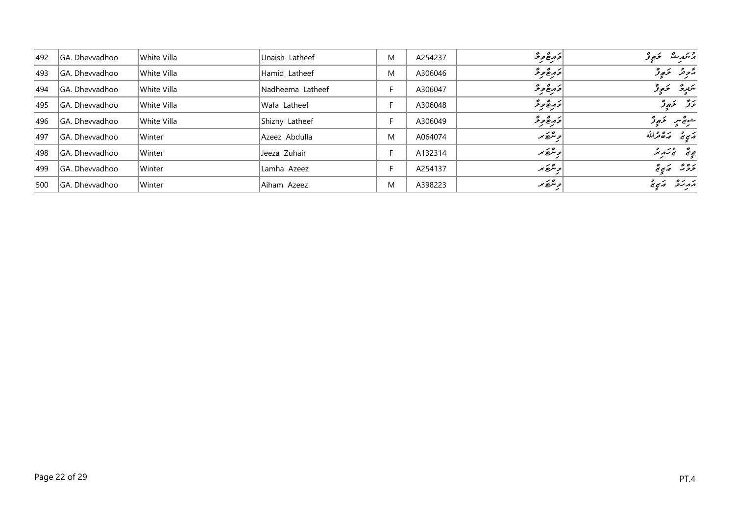| 492 | GA. Dhevvadhoo | White Villa | Unaish Latheef | M | A254237 | وَائِٹْوِلَا | اُنَيْشْ لَطِيفْ |
|---|---|---|---|---|---|---|---|
| 493 | GA. Dhevvadhoo | White Villa | Hamid Latheef | M | A306046 | وَائِٹْوِلَا | حَامِدْ لَطِيفْ |
| 494 | GA. Dhevvadhoo | White Villa | Nadheema Latheef | F | A306047 | وَائِٹْوِلَا | نَدِيمَا لَطِيفْ |
| 495 | GA. Dhevvadhoo | White Villa | Wafa Latheef | F | A306048 | وَائِٹْوِلَا | وَفَا لَطِيفْ |
| 496 | GA. Dhevvadhoo | White Villa | Shizny Latheef | F | A306049 | وَائِٹْوِلَا | شِذْنِي لَطِيفْ |
| 497 | GA. Dhevvadhoo | Winter | Azeez Abdulla | M | A064074 | وِنْٹَرْ | عَزِيزْ عَبْدُاللّٰه |
| 498 | GA. Dhevvadhoo | Winter | Jeeza Zuhair | F | A132314 | وِنْٹَرْ | جِيزَا زُهَيْرْ |
| 499 | GA. Dhevvadhoo | Winter | Lamha Azeez | F | A254137 | وِنْٹَرْ | لَمْحَا عَزِيزْ |
| 500 | GA. Dhevvadhoo | Winter | Aiham Azeez | M | A398223 | وِنْٹَرْ | اَيْهَمْ عَزِيزْ |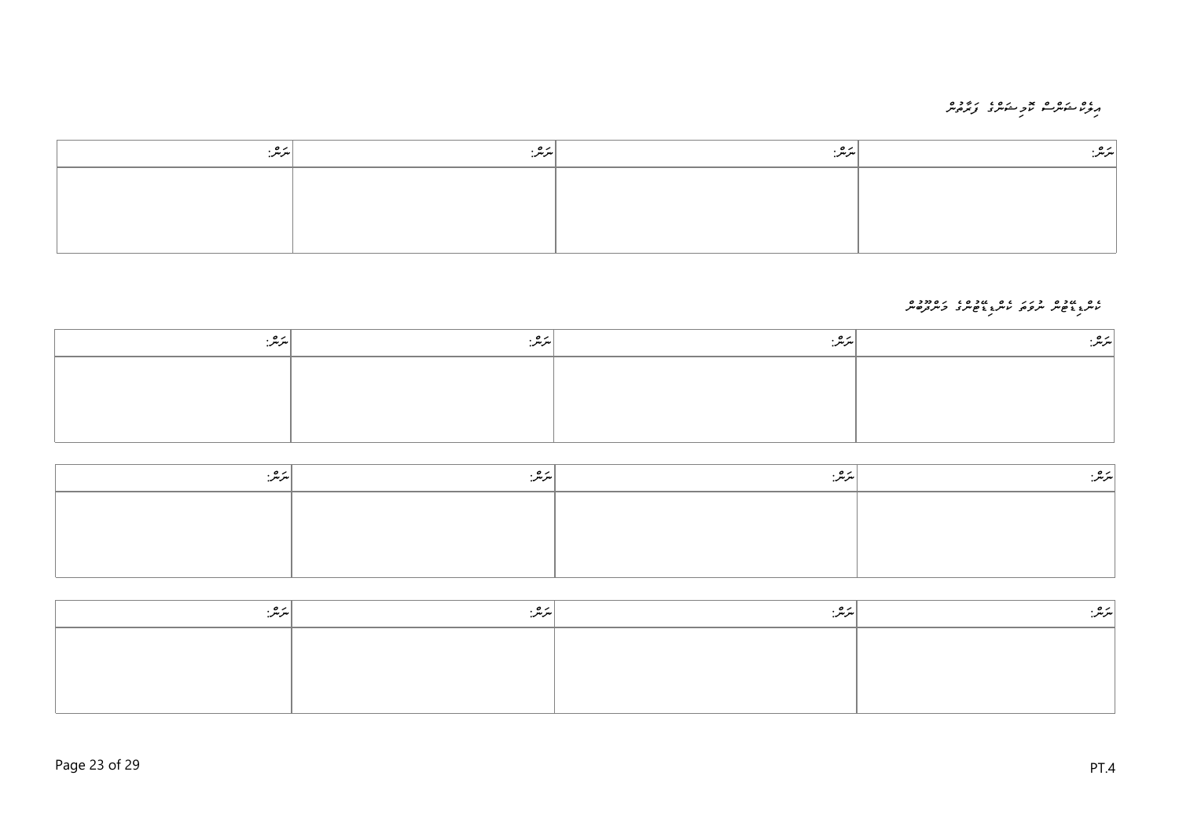# ޢިލްމުސަރަހައްދު ކޮމިޝަނުގެ ފަރާތުން

| ނަން: | ނަން: | ނަން: | ނަން: |
|---|---|---|---|
| | | | |

## ކެންޑިޑޭޓުން ނެގުމަށް ކެންޑިޑޭޓުންގެ މަންދޫބުން

| ނަން: | ނަން: | ނަން: | ނަން: |
|---|---|---|---|
| | | | |

| ނަން: | ނަން: | ނަން: | ނަން: |
|---|---|---|---|
| | | | |

| ނަން: | ނަން: | ނަން: | ނަން: |
|---|---|---|---|
| | | | |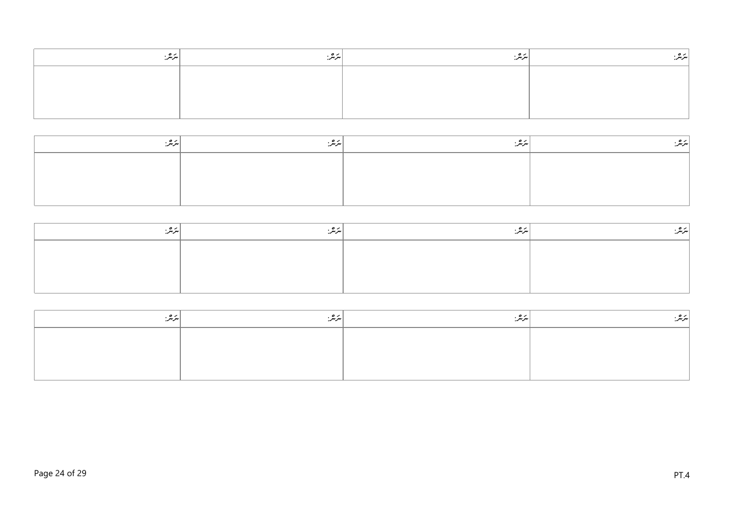| ނަރަދު: | ނަރަދު: | ނަރަދު: | ނަރަދު: |
| --- | --- | --- | --- |
| | | | |

| ނަރަދު: | ނަރަދު: | ނަރަދު: | ނަރަދު: |
| --- | --- | --- | --- |
| | | | |

| ނަރަދު: | ނަރަދު: | ނަރަދު: | ނަރަދު: |
| --- | --- | --- | --- |
| | | | |

| ނަރަދު: | ނަރަދު: | ނަރަދު: | ނަރަދު: |
| --- | --- | --- | --- |
| | | | |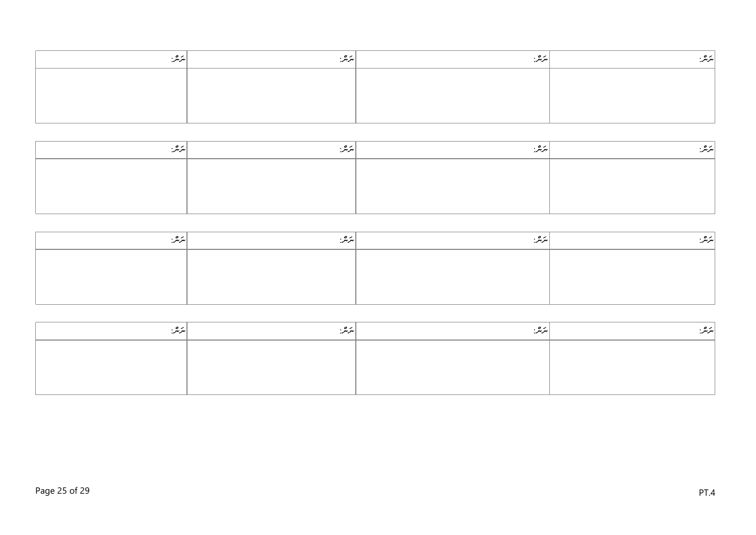| ނަންބަރު: | ނަންބަރު: | ނަންބަރު: | ނަންބަރު: |
|---|---|---|---|
| | | | |

| ނަންބަރު: | ނަންބަރު: | ނަންބަރު: | ނަންބަރު: |
|---|---|---|---|
| | | | |

| ނަންބަރު: | ނަންބަރު: | ނަންބަރު: | ނަންބަރު: |
|---|---|---|---|
| | | | |

| ނަންބަރު: | ނަންބަރު: | ނަންބަރު: | ނަންބަރު: |
|---|---|---|---|
| | | | |

PT.4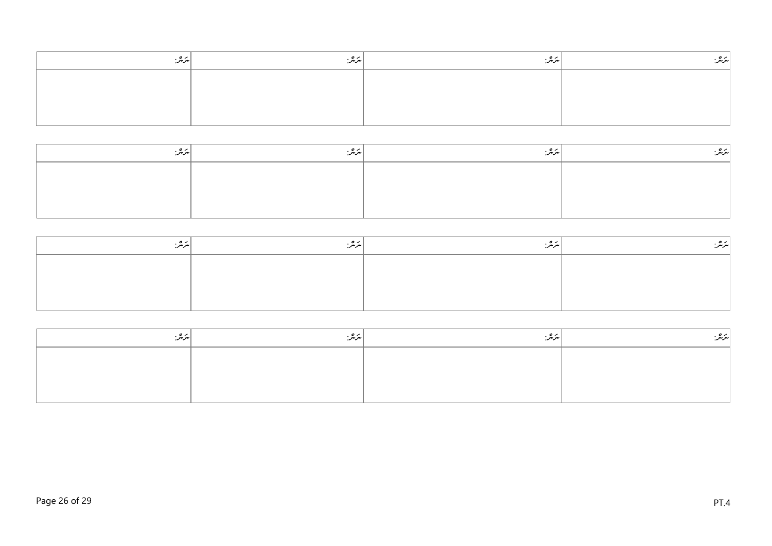| ނަރުދ: | ނަރުދ: | ނަރުދ: | ނަރުދ: |
| --- | --- | --- | --- |
| | | | |

| ނަރުދ: | ނަރުދ: | ނަރުދ: | ނަރުދ: |
| --- | --- | --- | --- |
| | | | |

| ނަރުދ: | ނަރުދ: | ނަރުދ: | ނަރުދ: |
| --- | --- | --- | --- |
| | | | |

| ނަރުދ: | ނަރުދ: | ނަރުދ: | ނަރުދ: |
| --- | --- | --- | --- |
| | | | |

PT.4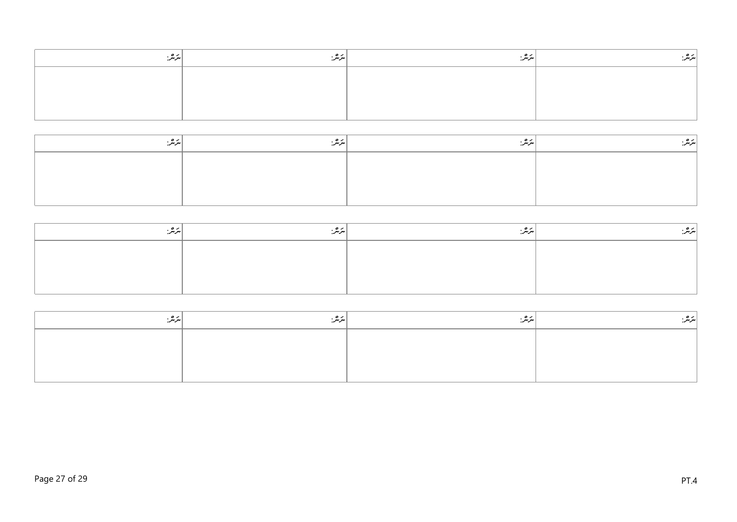| ނަރާ: | ނަރާ: | ނަރާ: | ނަރާ: |
| --- | --- | --- | --- |
| | | | |

| ނަރާ: | ނަރާ: | ނަރާ: | ނަރާ: |
| --- | --- | --- | --- |
| | | | |

| ނަރާ: | ނަރާ: | ނަރާ: | ނަރާ: |
| --- | --- | --- | --- |
| | | | |

| ނަރާ: | ނަރާ: | ނަރާ: | ނަރާ: |
| --- | --- | --- | --- |
| | | | |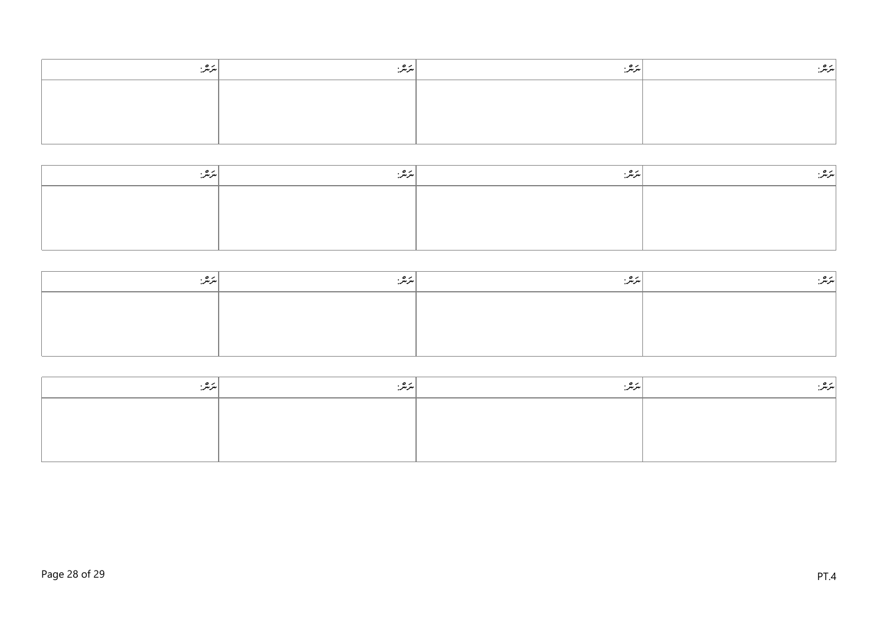| ނަރުދ: | ނަރުދ: | ނަރުދ: | ނަރުދ: |
| --- | --- | --- | --- |
| | | | |

| ނަރުދ: | ނަރުދ: | ނަރުދ: | ނަރުދ: |
| --- | --- | --- | --- |
| | | | |

| ނަރުދ: | ނަރުދ: | ނަރުދ: | ނަރުދ: |
| --- | --- | --- | --- |
| | | | |

| ނަރުދ: | ނަރުދ: | ނަރުދ: | ނަރުދ: |
| --- | --- | --- | --- |
| | | | |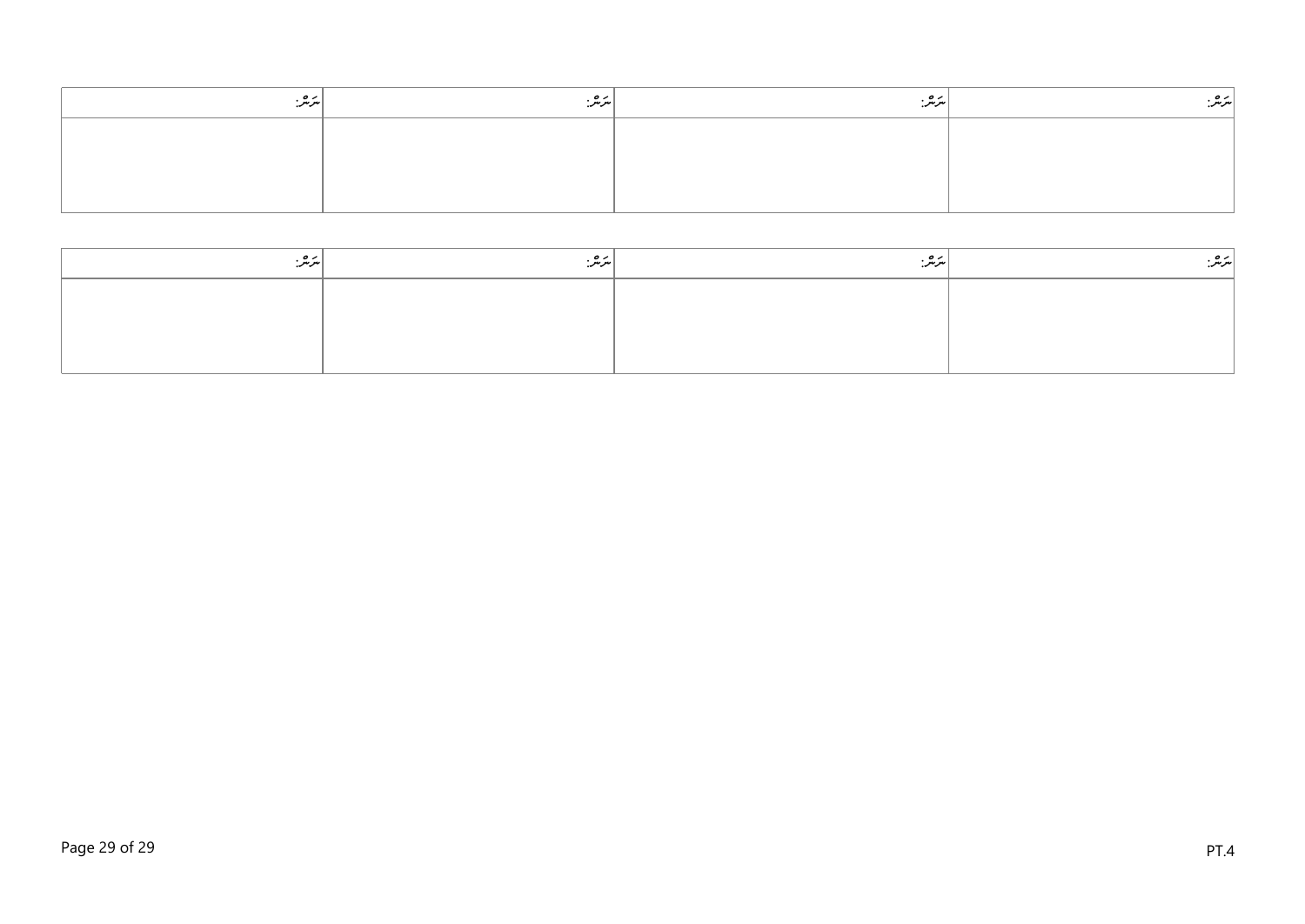| ނަންބަރު: | ނަންބަރު: | ނަންބަރު: | ނަންބަރު: |
|---|---|---|---|
| | | | |

| ނަންބަރު: | ނަންބަރު: | ނަންބަރު: | ނަންބަރު: |
|---|---|---|---|
| | | | |

PT.4